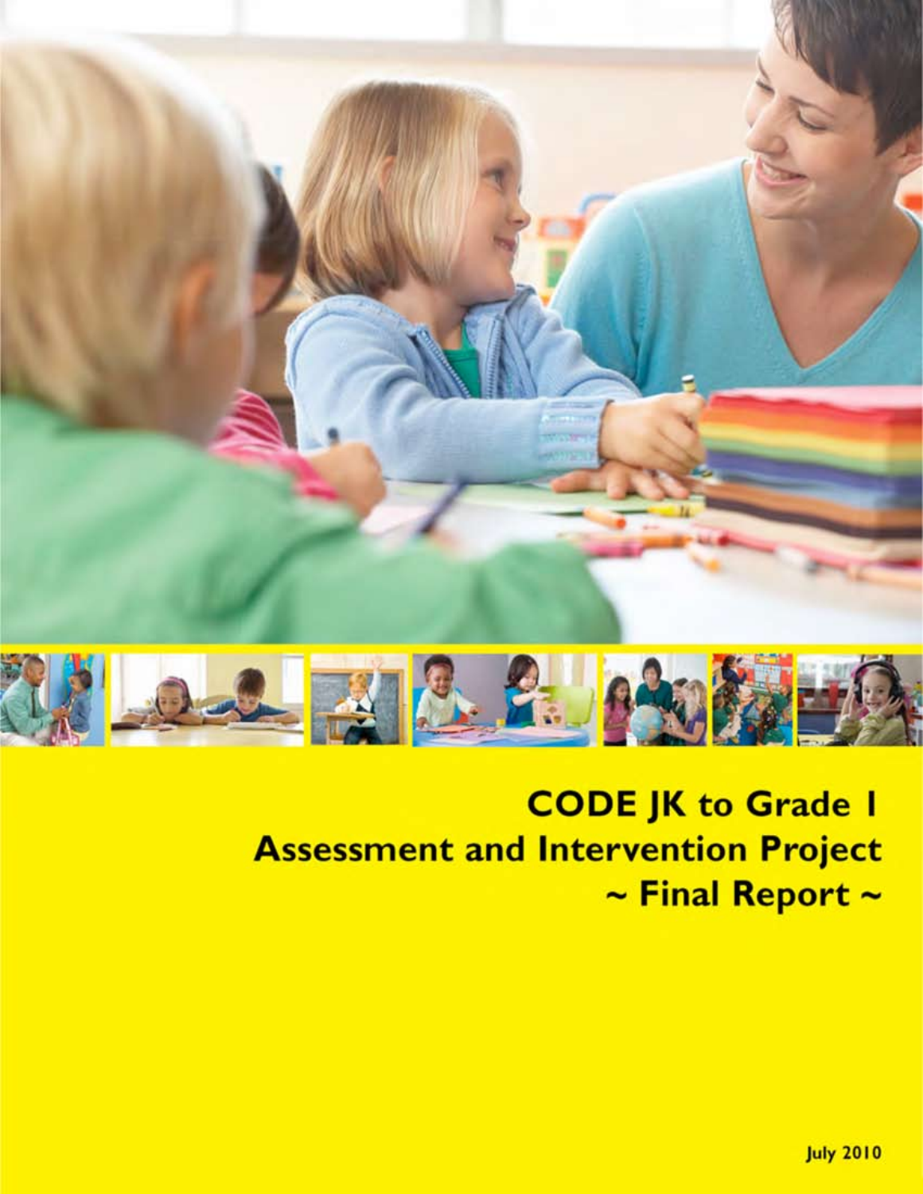# CODE JK to Grade 1 Assessment and Intervention Project

## ~ Final Report ~

July 2010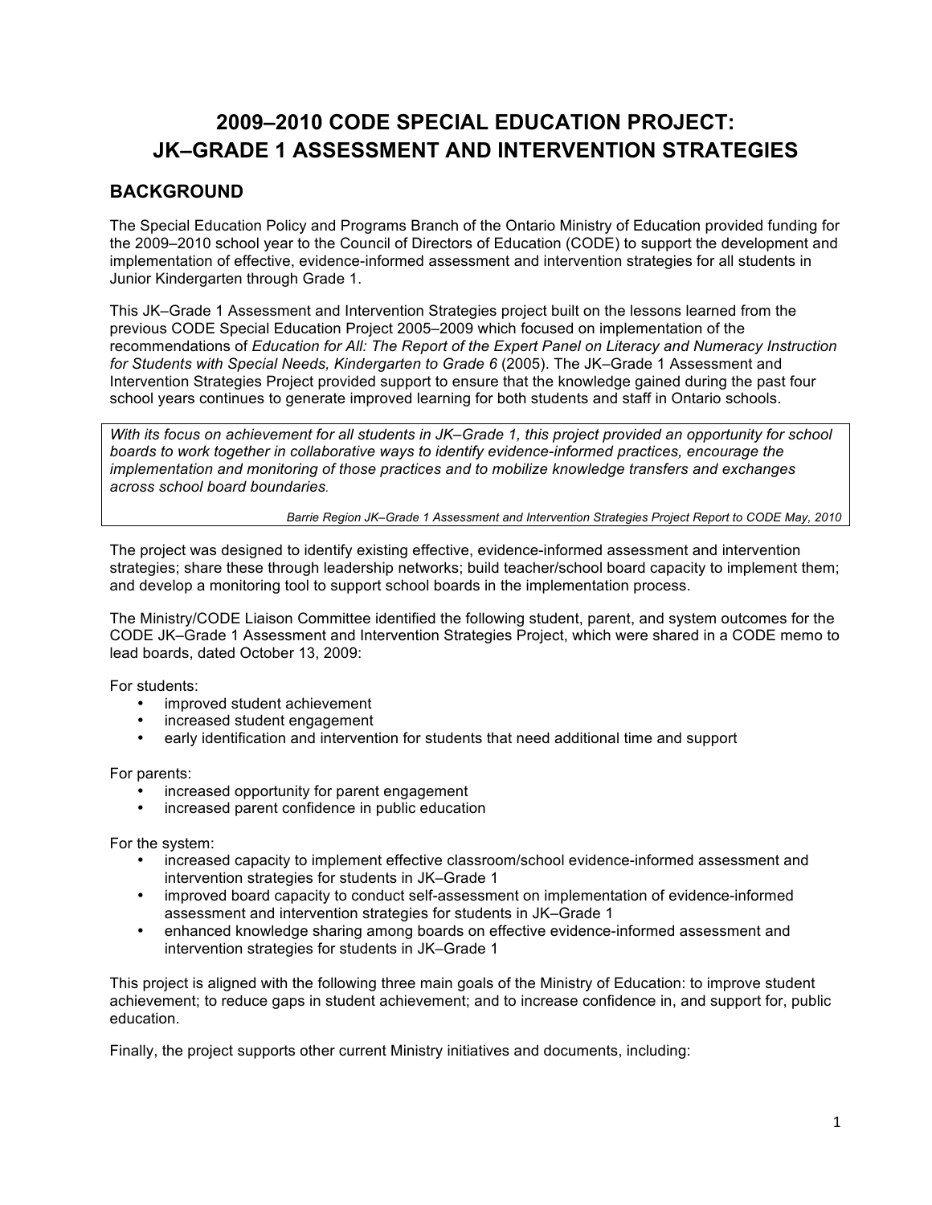# 2009–2010 CODE SPECIAL EDUCATION PROJECT: JK–GRADE 1 ASSESSMENT AND INTERVENTION STRATEGIES

## BACKGROUND

The Special Education Policy and Programs Branch of the Ontario Ministry of Education provided funding for the 2009–2010 school year to the Council of Directors of Education (CODE) to support the development and implementation of effective, evidence-informed assessment and intervention strategies for all students in Junior Kindergarten through Grade 1.

This JK–Grade 1 Assessment and Intervention Strategies project built on the lessons learned from the previous CODE Special Education Project 2005–2009 which focused on implementation of the recommendations of *Education for All: The Report of the Expert Panel on Literacy and Numeracy Instruction for Students with Special Needs, Kindergarten to Grade 6* (2005). The JK–Grade 1 Assessment and Intervention Strategies Project provided support to ensure that the knowledge gained during the past four school years continues to generate improved learning for both students and staff in Ontario schools.

> *With its focus on achievement for all students in JK–Grade 1, this project provided an opportunity for school boards to work together in collaborative ways to identify evidence-informed practices, encourage the implementation and monitoring of those practices and to mobilize knowledge transfers and exchanges across school board boundaries.*
>
> *Barrie Region JK–Grade 1 Assessment and Intervention Strategies Project Report to CODE May, 2010*

The project was designed to identify existing effective, evidence-informed assessment and intervention strategies; share these through leadership networks; build teacher/school board capacity to implement them; and develop a monitoring tool to support school boards in the implementation process.

The Ministry/CODE Liaison Committee identified the following student, parent, and system outcomes for the CODE JK–Grade 1 Assessment and Intervention Strategies Project, which were shared in a CODE memo to lead boards, dated October 13, 2009:

For students:

- improved student achievement
- increased student engagement
- early identification and intervention for students that need additional time and support

For parents:

- increased opportunity for parent engagement
- increased parent confidence in public education

For the system:

- increased capacity to implement effective classroom/school evidence-informed assessment and intervention strategies for students in JK–Grade 1
- improved board capacity to conduct self-assessment on implementation of evidence-informed assessment and intervention strategies for students in JK–Grade 1
- enhanced knowledge sharing among boards on effective evidence-informed assessment and intervention strategies for students in JK–Grade 1

This project is aligned with the following three main goals of the Ministry of Education: to improve student achievement; to reduce gaps in student achievement; and to increase confidence in, and support for, public education.

Finally, the project supports other current Ministry initiatives and documents, including: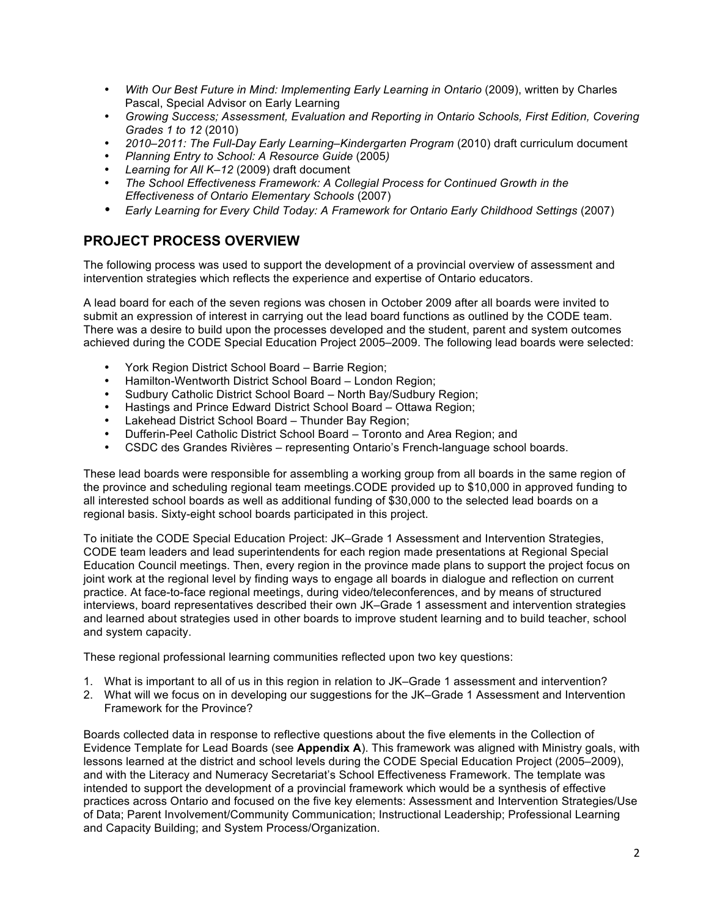- *With Our Best Future in Mind: Implementing Early Learning in Ontario* (2009), written by Charles Pascal, Special Advisor on Early Learning
- *Growing Success; Assessment, Evaluation and Reporting in Ontario Schools, First Edition, Covering Grades 1 to 12* (2010)
- *2010–2011: The Full-Day Early Learning–Kindergarten Program* (2010) draft curriculum document
- *Planning Entry to School: A Resource Guide* (2005)
- *Learning for All K–12* (2009) draft document
- *The School Effectiveness Framework: A Collegial Process for Continued Growth in the Effectiveness of Ontario Elementary Schools* (2007)
- *Early Learning for Every Child Today: A Framework for Ontario Early Childhood Settings* (2007)

## PROJECT PROCESS OVERVIEW

The following process was used to support the development of a provincial overview of assessment and intervention strategies which reflects the experience and expertise of Ontario educators.

A lead board for each of the seven regions was chosen in October 2009 after all boards were invited to submit an expression of interest in carrying out the lead board functions as outlined by the CODE team. There was a desire to build upon the processes developed and the student, parent and system outcomes achieved during the CODE Special Education Project 2005–2009. The following lead boards were selected:

- York Region District School Board – Barrie Region;
- Hamilton-Wentworth District School Board – London Region;
- Sudbury Catholic District School Board – North Bay/Sudbury Region;
- Hastings and Prince Edward District School Board – Ottawa Region;
- Lakehead District School Board – Thunder Bay Region;
- Dufferin-Peel Catholic District School Board – Toronto and Area Region; and
- CSDC des Grandes Rivières – representing Ontario's French-language school boards.

These lead boards were responsible for assembling a working group from all boards in the same region of the province and scheduling regional team meetings.CODE provided up to $10,000 in approved funding to all interested school boards as well as additional funding of $30,000 to the selected lead boards on a regional basis. Sixty-eight school boards participated in this project.

To initiate the CODE Special Education Project: JK–Grade 1 Assessment and Intervention Strategies, CODE team leaders and lead superintendents for each region made presentations at Regional Special Education Council meetings. Then, every region in the province made plans to support the project focus on joint work at the regional level by finding ways to engage all boards in dialogue and reflection on current practice. At face-to-face regional meetings, during video/teleconferences, and by means of structured interviews, board representatives described their own JK–Grade 1 assessment and intervention strategies and learned about strategies used in other boards to improve student learning and to build teacher, school and system capacity.

These regional professional learning communities reflected upon two key questions:

1. What is important to all of us in this region in relation to JK–Grade 1 assessment and intervention?
2. What will we focus on in developing our suggestions for the JK–Grade 1 Assessment and Intervention Framework for the Province?

Boards collected data in response to reflective questions about the five elements in the Collection of Evidence Template for Lead Boards (see **Appendix A**). This framework was aligned with Ministry goals, with lessons learned at the district and school levels during the CODE Special Education Project (2005–2009), and with the Literacy and Numeracy Secretariat's School Effectiveness Framework. The template was intended to support the development of a provincial framework which would be a synthesis of effective practices across Ontario and focused on the five key elements: Assessment and Intervention Strategies/Use of Data; Parent Involvement/Community Communication; Instructional Leadership; Professional Learning and Capacity Building; and System Process/Organization.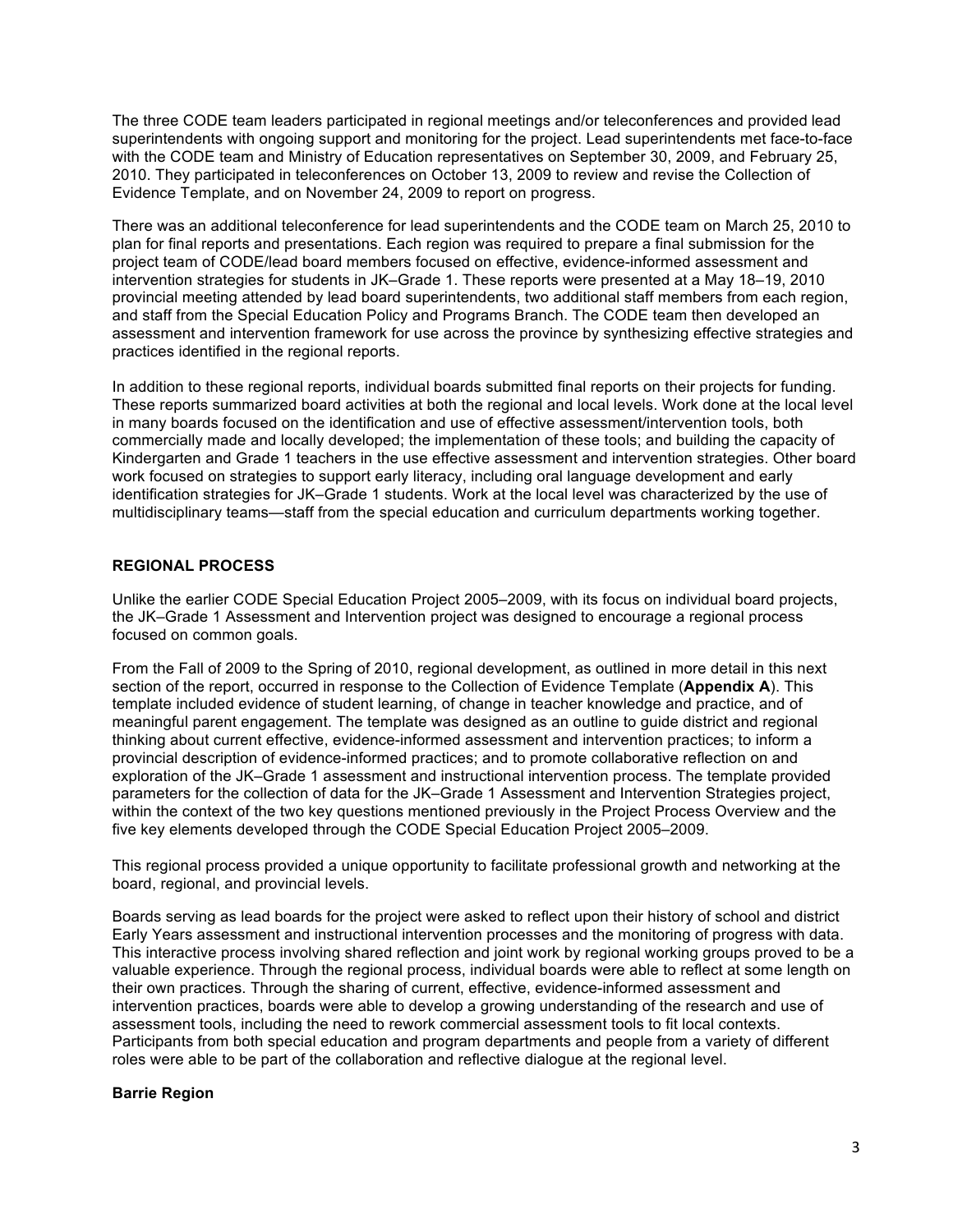The three CODE team leaders participated in regional meetings and/or teleconferences and provided lead superintendents with ongoing support and monitoring for the project. Lead superintendents met face-to-face with the CODE team and Ministry of Education representatives on September 30, 2009, and February 25, 2010. They participated in teleconferences on October 13, 2009 to review and revise the Collection of Evidence Template, and on November 24, 2009 to report on progress.

There was an additional teleconference for lead superintendents and the CODE team on March 25, 2010 to plan for final reports and presentations. Each region was required to prepare a final submission for the project team of CODE/lead board members focused on effective, evidence-informed assessment and intervention strategies for students in JK–Grade 1. These reports were presented at a May 18–19, 2010 provincial meeting attended by lead board superintendents, two additional staff members from each region, and staff from the Special Education Policy and Programs Branch. The CODE team then developed an assessment and intervention framework for use across the province by synthesizing effective strategies and practices identified in the regional reports.

In addition to these regional reports, individual boards submitted final reports on their projects for funding. These reports summarized board activities at both the regional and local levels. Work done at the local level in many boards focused on the identification and use of effective assessment/intervention tools, both commercially made and locally developed; the implementation of these tools; and building the capacity of Kindergarten and Grade 1 teachers in the use effective assessment and intervention strategies. Other board work focused on strategies to support early literacy, including oral language development and early identification strategies for JK–Grade 1 students. Work at the local level was characterized by the use of multidisciplinary teams—staff from the special education and curriculum departments working together.

## REGIONAL PROCESS

Unlike the earlier CODE Special Education Project 2005–2009, with its focus on individual board projects, the JK–Grade 1 Assessment and Intervention project was designed to encourage a regional process focused on common goals.

From the Fall of 2009 to the Spring of 2010, regional development, as outlined in more detail in this next section of the report, occurred in response to the Collection of Evidence Template (**Appendix A**). This template included evidence of student learning, of change in teacher knowledge and practice, and of meaningful parent engagement. The template was designed as an outline to guide district and regional thinking about current effective, evidence-informed assessment and intervention practices; to inform a provincial description of evidence-informed practices; and to promote collaborative reflection on and exploration of the JK–Grade 1 assessment and instructional intervention process. The template provided parameters for the collection of data for the JK–Grade 1 Assessment and Intervention Strategies project, within the context of the two key questions mentioned previously in the Project Process Overview and the five key elements developed through the CODE Special Education Project 2005–2009.

This regional process provided a unique opportunity to facilitate professional growth and networking at the board, regional, and provincial levels.

Boards serving as lead boards for the project were asked to reflect upon their history of school and district Early Years assessment and instructional intervention processes and the monitoring of progress with data. This interactive process involving shared reflection and joint work by regional working groups proved to be a valuable experience. Through the regional process, individual boards were able to reflect at some length on their own practices. Through the sharing of current, effective, evidence-informed assessment and intervention practices, boards were able to develop a growing understanding of the research and use of assessment tools, including the need to rework commercial assessment tools to fit local contexts. Participants from both special education and program departments and people from a variety of different roles were able to be part of the collaboration and reflective dialogue at the regional level.

### Barrie Region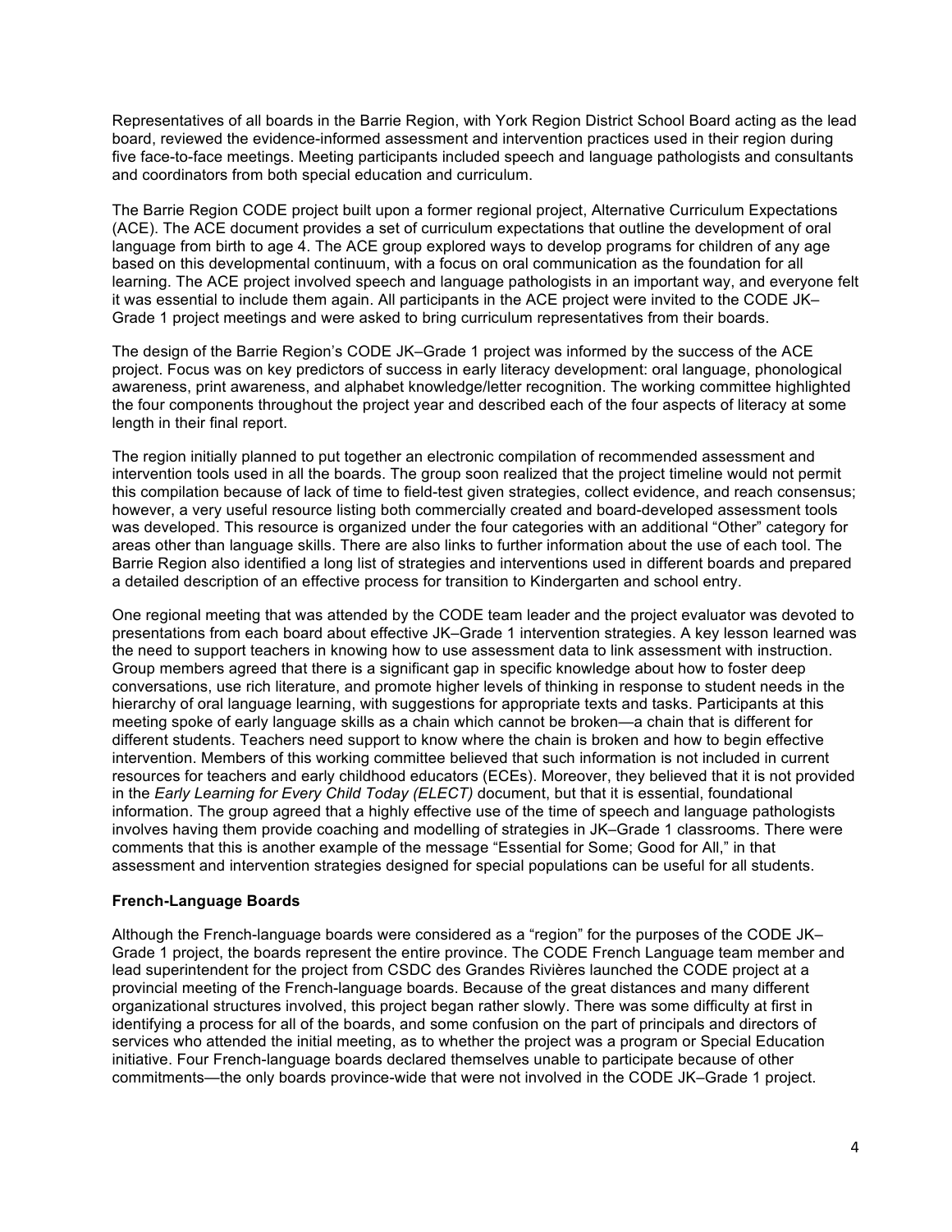Representatives of all boards in the Barrie Region, with York Region District School Board acting as the lead board, reviewed the evidence-informed assessment and intervention practices used in their region during five face-to-face meetings. Meeting participants included speech and language pathologists and consultants and coordinators from both special education and curriculum.

The Barrie Region CODE project built upon a former regional project, Alternative Curriculum Expectations (ACE). The ACE document provides a set of curriculum expectations that outline the development of oral language from birth to age 4. The ACE group explored ways to develop programs for children of any age based on this developmental continuum, with a focus on oral communication as the foundation for all learning. The ACE project involved speech and language pathologists in an important way, and everyone felt it was essential to include them again. All participants in the ACE project were invited to the CODE JK–Grade 1 project meetings and were asked to bring curriculum representatives from their boards.

The design of the Barrie Region's CODE JK–Grade 1 project was informed by the success of the ACE project. Focus was on key predictors of success in early literacy development: oral language, phonological awareness, print awareness, and alphabet knowledge/letter recognition. The working committee highlighted the four components throughout the project year and described each of the four aspects of literacy at some length in their final report.

The region initially planned to put together an electronic compilation of recommended assessment and intervention tools used in all the boards. The group soon realized that the project timeline would not permit this compilation because of lack of time to field-test given strategies, collect evidence, and reach consensus; however, a very useful resource listing both commercially created and board-developed assessment tools was developed. This resource is organized under the four categories with an additional "Other" category for areas other than language skills. There are also links to further information about the use of each tool. The Barrie Region also identified a long list of strategies and interventions used in different boards and prepared a detailed description of an effective process for transition to Kindergarten and school entry.

One regional meeting that was attended by the CODE team leader and the project evaluator was devoted to presentations from each board about effective JK–Grade 1 intervention strategies. A key lesson learned was the need to support teachers in knowing how to use assessment data to link assessment with instruction. Group members agreed that there is a significant gap in specific knowledge about how to foster deep conversations, use rich literature, and promote higher levels of thinking in response to student needs in the hierarchy of oral language learning, with suggestions for appropriate texts and tasks. Participants at this meeting spoke of early language skills as a chain which cannot be broken—a chain that is different for different students. Teachers need support to know where the chain is broken and how to begin effective intervention. Members of this working committee believed that such information is not included in current resources for teachers and early childhood educators (ECEs). Moreover, they believed that it is not provided in the *Early Learning for Every Child Today (ELECT)* document, but that it is essential, foundational information. The group agreed that a highly effective use of the time of speech and language pathologists involves having them provide coaching and modelling of strategies in JK–Grade 1 classrooms. There were comments that this is another example of the message "Essential for Some; Good for All," in that assessment and intervention strategies designed for special populations can be useful for all students.

**French-Language Boards**

Although the French-language boards were considered as a "region" for the purposes of the CODE JK–Grade 1 project, the boards represent the entire province. The CODE French Language team member and lead superintendent for the project from CSDC des Grandes Rivières launched the CODE project at a provincial meeting of the French-language boards. Because of the great distances and many different organizational structures involved, this project began rather slowly. There was some difficulty at first in identifying a process for all of the boards, and some confusion on the part of principals and directors of services who attended the initial meeting, as to whether the project was a program or Special Education initiative. Four French-language boards declared themselves unable to participate because of other commitments—the only boards province-wide that were not involved in the CODE JK–Grade 1 project.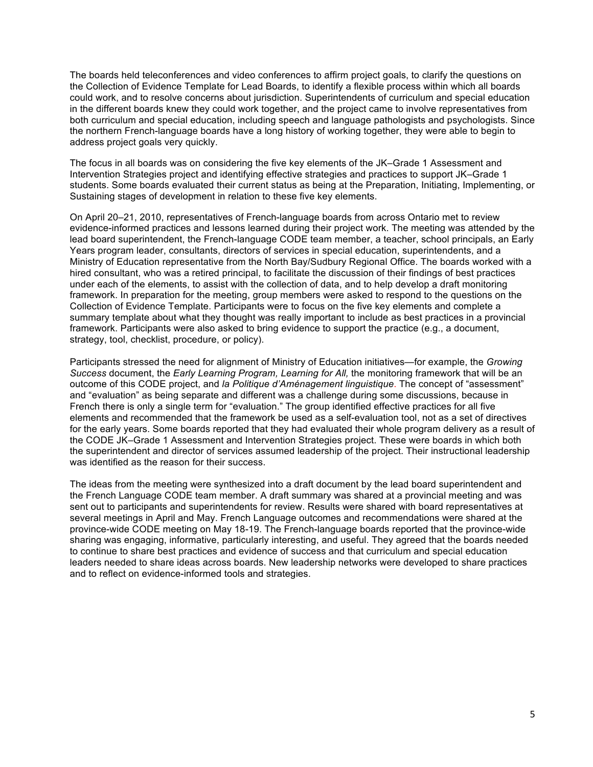The boards held teleconferences and video conferences to affirm project goals, to clarify the questions on the Collection of Evidence Template for Lead Boards, to identify a flexible process within which all boards could work, and to resolve concerns about jurisdiction. Superintendents of curriculum and special education in the different boards knew they could work together, and the project came to involve representatives from both curriculum and special education, including speech and language pathologists and psychologists. Since the northern French-language boards have a long history of working together, they were able to begin to address project goals very quickly.

The focus in all boards was on considering the five key elements of the JK–Grade 1 Assessment and Intervention Strategies project and identifying effective strategies and practices to support JK–Grade 1 students. Some boards evaluated their current status as being at the Preparation, Initiating, Implementing, or Sustaining stages of development in relation to these five key elements.

On April 20–21, 2010, representatives of French-language boards from across Ontario met to review evidence-informed practices and lessons learned during their project work. The meeting was attended by the lead board superintendent, the French-language CODE team member, a teacher, school principals, an Early Years program leader, consultants, directors of services in special education, superintendents, and a Ministry of Education representative from the North Bay/Sudbury Regional Office. The boards worked with a hired consultant, who was a retired principal, to facilitate the discussion of their findings of best practices under each of the elements, to assist with the collection of data, and to help develop a draft monitoring framework. In preparation for the meeting, group members were asked to respond to the questions on the Collection of Evidence Template. Participants were to focus on the five key elements and complete a summary template about what they thought was really important to include as best practices in a provincial framework. Participants were also asked to bring evidence to support the practice (e.g., a document, strategy, tool, checklist, procedure, or policy).

Participants stressed the need for alignment of Ministry of Education initiatives—for example, the *Growing Success* document, the *Early Learning Program, Learning for All,* the monitoring framework that will be an outcome of this CODE project, and *la Politique d'Aménagement linguistique*. The concept of "assessment" and "evaluation" as being separate and different was a challenge during some discussions, because in French there is only a single term for "evaluation." The group identified effective practices for all five elements and recommended that the framework be used as a self-evaluation tool, not as a set of directives for the early years. Some boards reported that they had evaluated their whole program delivery as a result of the CODE JK–Grade 1 Assessment and Intervention Strategies project. These were boards in which both the superintendent and director of services assumed leadership of the project. Their instructional leadership was identified as the reason for their success.

The ideas from the meeting were synthesized into a draft document by the lead board superintendent and the French Language CODE team member. A draft summary was shared at a provincial meeting and was sent out to participants and superintendents for review. Results were shared with board representatives at several meetings in April and May. French Language outcomes and recommendations were shared at the province-wide CODE meeting on May 18-19. The French-language boards reported that the province-wide sharing was engaging, informative, particularly interesting, and useful. They agreed that the boards needed to continue to share best practices and evidence of success and that curriculum and special education leaders needed to share ideas across boards. New leadership networks were developed to share practices and to reflect on evidence-informed tools and strategies.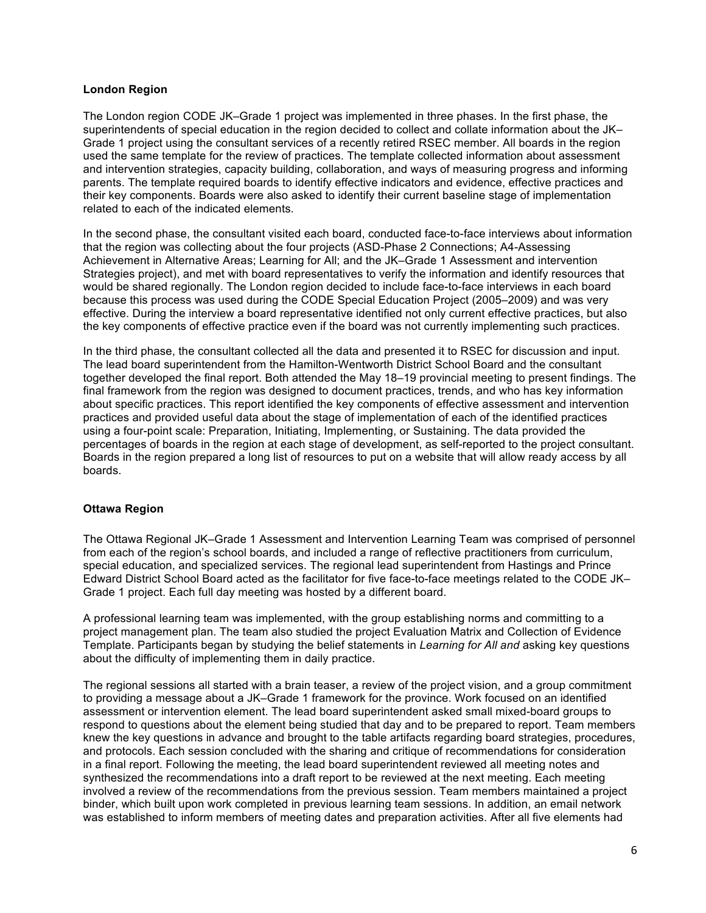### London Region

The London region CODE JK–Grade 1 project was implemented in three phases. In the first phase, the superintendents of special education in the region decided to collect and collate information about the JK–Grade 1 project using the consultant services of a recently retired RSEC member. All boards in the region used the same template for the review of practices. The template collected information about assessment and intervention strategies, capacity building, collaboration, and ways of measuring progress and informing parents. The template required boards to identify effective indicators and evidence, effective practices and their key components. Boards were also asked to identify their current baseline stage of implementation related to each of the indicated elements.

In the second phase, the consultant visited each board, conducted face-to-face interviews about information that the region was collecting about the four projects (ASD-Phase 2 Connections; A4-Assessing Achievement in Alternative Areas; Learning for All; and the JK–Grade 1 Assessment and intervention Strategies project), and met with board representatives to verify the information and identify resources that would be shared regionally. The London region decided to include face-to-face interviews in each board because this process was used during the CODE Special Education Project (2005–2009) and was very effective. During the interview a board representative identified not only current effective practices, but also the key components of effective practice even if the board was not currently implementing such practices.

In the third phase, the consultant collected all the data and presented it to RSEC for discussion and input. The lead board superintendent from the Hamilton-Wentworth District School Board and the consultant together developed the final report. Both attended the May 18–19 provincial meeting to present findings. The final framework from the region was designed to document practices, trends, and who has key information about specific practices. This report identified the key components of effective assessment and intervention practices and provided useful data about the stage of implementation of each of the identified practices using a four-point scale: Preparation, Initiating, Implementing, or Sustaining. The data provided the percentages of boards in the region at each stage of development, as self-reported to the project consultant. Boards in the region prepared a long list of resources to put on a website that will allow ready access by all boards.

### Ottawa Region

The Ottawa Regional JK–Grade 1 Assessment and Intervention Learning Team was comprised of personnel from each of the region's school boards, and included a range of reflective practitioners from curriculum, special education, and specialized services. The regional lead superintendent from Hastings and Prince Edward District School Board acted as the facilitator for five face-to-face meetings related to the CODE JK–Grade 1 project. Each full day meeting was hosted by a different board.

A professional learning team was implemented, with the group establishing norms and committing to a project management plan. The team also studied the project Evaluation Matrix and Collection of Evidence Template. Participants began by studying the belief statements in *Learning for All and* asking key questions about the difficulty of implementing them in daily practice.

The regional sessions all started with a brain teaser, a review of the project vision, and a group commitment to providing a message about a JK–Grade 1 framework for the province. Work focused on an identified assessment or intervention element. The lead board superintendent asked small mixed-board groups to respond to questions about the element being studied that day and to be prepared to report. Team members knew the key questions in advance and brought to the table artifacts regarding board strategies, procedures, and protocols. Each session concluded with the sharing and critique of recommendations for consideration in a final report. Following the meeting, the lead board superintendent reviewed all meeting notes and synthesized the recommendations into a draft report to be reviewed at the next meeting. Each meeting involved a review of the recommendations from the previous session. Team members maintained a project binder, which built upon work completed in previous learning team sessions. In addition, an email network was established to inform members of meeting dates and preparation activities. After all five elements had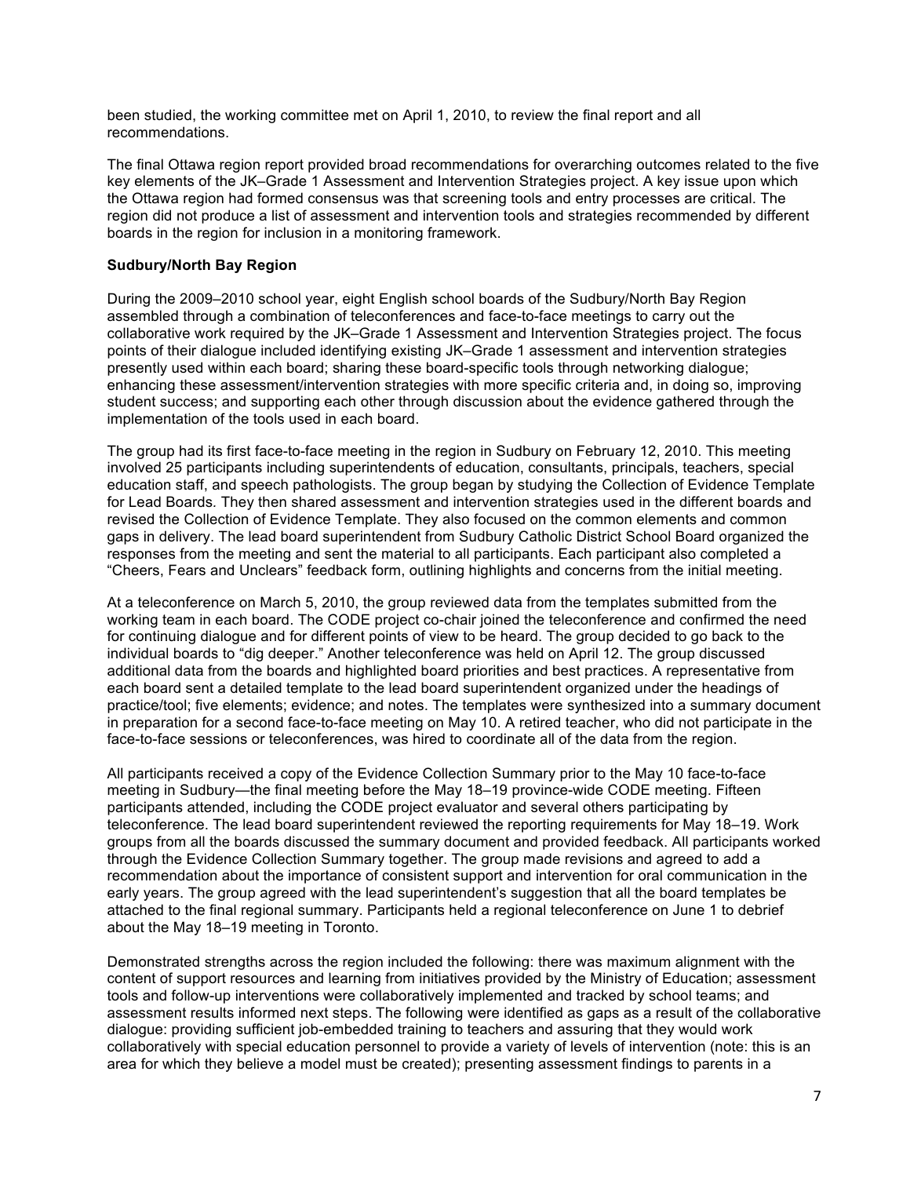been studied, the working committee met on April 1, 2010, to review the final report and all recommendations.

The final Ottawa region report provided broad recommendations for overarching outcomes related to the five key elements of the JK–Grade 1 Assessment and Intervention Strategies project. A key issue upon which the Ottawa region had formed consensus was that screening tools and entry processes are critical. The region did not produce a list of assessment and intervention tools and strategies recommended by different boards in the region for inclusion in a monitoring framework.

**Sudbury/North Bay Region**

During the 2009–2010 school year, eight English school boards of the Sudbury/North Bay Region assembled through a combination of teleconferences and face-to-face meetings to carry out the collaborative work required by the JK–Grade 1 Assessment and Intervention Strategies project. The focus points of their dialogue included identifying existing JK–Grade 1 assessment and intervention strategies presently used within each board; sharing these board-specific tools through networking dialogue; enhancing these assessment/intervention strategies with more specific criteria and, in doing so, improving student success; and supporting each other through discussion about the evidence gathered through the implementation of the tools used in each board.

The group had its first face-to-face meeting in the region in Sudbury on February 12, 2010. This meeting involved 25 participants including superintendents of education, consultants, principals, teachers, special education staff, and speech pathologists. The group began by studying the Collection of Evidence Template for Lead Boards. They then shared assessment and intervention strategies used in the different boards and revised the Collection of Evidence Template. They also focused on the common elements and common gaps in delivery. The lead board superintendent from Sudbury Catholic District School Board organized the responses from the meeting and sent the material to all participants. Each participant also completed a "Cheers, Fears and Unclears" feedback form, outlining highlights and concerns from the initial meeting.

At a teleconference on March 5, 2010, the group reviewed data from the templates submitted from the working team in each board. The CODE project co-chair joined the teleconference and confirmed the need for continuing dialogue and for different points of view to be heard. The group decided to go back to the individual boards to "dig deeper." Another teleconference was held on April 12. The group discussed additional data from the boards and highlighted board priorities and best practices. A representative from each board sent a detailed template to the lead board superintendent organized under the headings of practice/tool; five elements; evidence; and notes. The templates were synthesized into a summary document in preparation for a second face-to-face meeting on May 10. A retired teacher, who did not participate in the face-to-face sessions or teleconferences, was hired to coordinate all of the data from the region.

All participants received a copy of the Evidence Collection Summary prior to the May 10 face-to-face meeting in Sudbury—the final meeting before the May 18–19 province-wide CODE meeting. Fifteen participants attended, including the CODE project evaluator and several others participating by teleconference. The lead board superintendent reviewed the reporting requirements for May 18–19. Work groups from all the boards discussed the summary document and provided feedback. All participants worked through the Evidence Collection Summary together. The group made revisions and agreed to add a recommendation about the importance of consistent support and intervention for oral communication in the early years. The group agreed with the lead superintendent's suggestion that all the board templates be attached to the final regional summary. Participants held a regional teleconference on June 1 to debrief about the May 18–19 meeting in Toronto.

Demonstrated strengths across the region included the following: there was maximum alignment with the content of support resources and learning from initiatives provided by the Ministry of Education; assessment tools and follow-up interventions were collaboratively implemented and tracked by school teams; and assessment results informed next steps. The following were identified as gaps as a result of the collaborative dialogue: providing sufficient job-embedded training to teachers and assuring that they would work collaboratively with special education personnel to provide a variety of levels of intervention (note: this is an area for which they believe a model must be created); presenting assessment findings to parents in a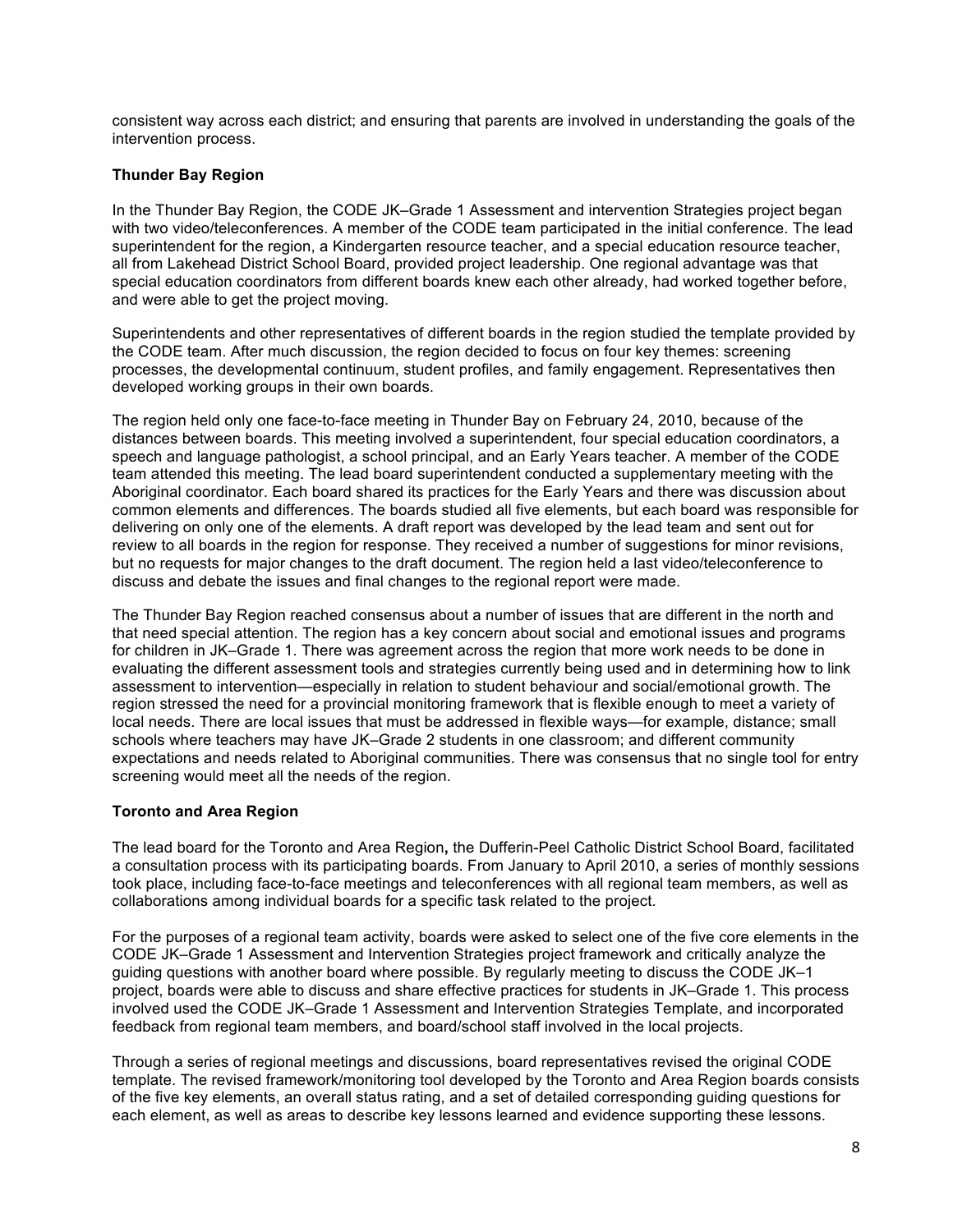consistent way across each district; and ensuring that parents are involved in understanding the goals of the intervention process.

**Thunder Bay Region**

In the Thunder Bay Region, the CODE JK–Grade 1 Assessment and intervention Strategies project began with two video/teleconferences. A member of the CODE team participated in the initial conference. The lead superintendent for the region, a Kindergarten resource teacher, and a special education resource teacher, all from Lakehead District School Board, provided project leadership. One regional advantage was that special education coordinators from different boards knew each other already, had worked together before, and were able to get the project moving.

Superintendents and other representatives of different boards in the region studied the template provided by the CODE team. After much discussion, the region decided to focus on four key themes: screening processes, the developmental continuum, student profiles, and family engagement. Representatives then developed working groups in their own boards.

The region held only one face-to-face meeting in Thunder Bay on February 24, 2010, because of the distances between boards. This meeting involved a superintendent, four special education coordinators, a speech and language pathologist, a school principal, and an Early Years teacher. A member of the CODE team attended this meeting. The lead board superintendent conducted a supplementary meeting with the Aboriginal coordinator. Each board shared its practices for the Early Years and there was discussion about common elements and differences. The boards studied all five elements, but each board was responsible for delivering on only one of the elements. A draft report was developed by the lead team and sent out for review to all boards in the region for response. They received a number of suggestions for minor revisions, but no requests for major changes to the draft document. The region held a last video/teleconference to discuss and debate the issues and final changes to the regional report were made.

The Thunder Bay Region reached consensus about a number of issues that are different in the north and that need special attention. The region has a key concern about social and emotional issues and programs for children in JK–Grade 1. There was agreement across the region that more work needs to be done in evaluating the different assessment tools and strategies currently being used and in determining how to link assessment to intervention—especially in relation to student behaviour and social/emotional growth. The region stressed the need for a provincial monitoring framework that is flexible enough to meet a variety of local needs. There are local issues that must be addressed in flexible ways—for example, distance; small schools where teachers may have JK–Grade 2 students in one classroom; and different community expectations and needs related to Aboriginal communities. There was consensus that no single tool for entry screening would meet all the needs of the region.

**Toronto and Area Region**

The lead board for the Toronto and Area Region**,** the Dufferin-Peel Catholic District School Board, facilitated a consultation process with its participating boards. From January to April 2010, a series of monthly sessions took place, including face-to-face meetings and teleconferences with all regional team members, as well as collaborations among individual boards for a specific task related to the project.

For the purposes of a regional team activity, boards were asked to select one of the five core elements in the CODE JK–Grade 1 Assessment and Intervention Strategies project framework and critically analyze the guiding questions with another board where possible. By regularly meeting to discuss the CODE JK–1 project, boards were able to discuss and share effective practices for students in JK–Grade 1. This process involved used the CODE JK–Grade 1 Assessment and Intervention Strategies Template, and incorporated feedback from regional team members, and board/school staff involved in the local projects.

Through a series of regional meetings and discussions, board representatives revised the original CODE template. The revised framework/monitoring tool developed by the Toronto and Area Region boards consists of the five key elements, an overall status rating, and a set of detailed corresponding guiding questions for each element, as well as areas to describe key lessons learned and evidence supporting these lessons.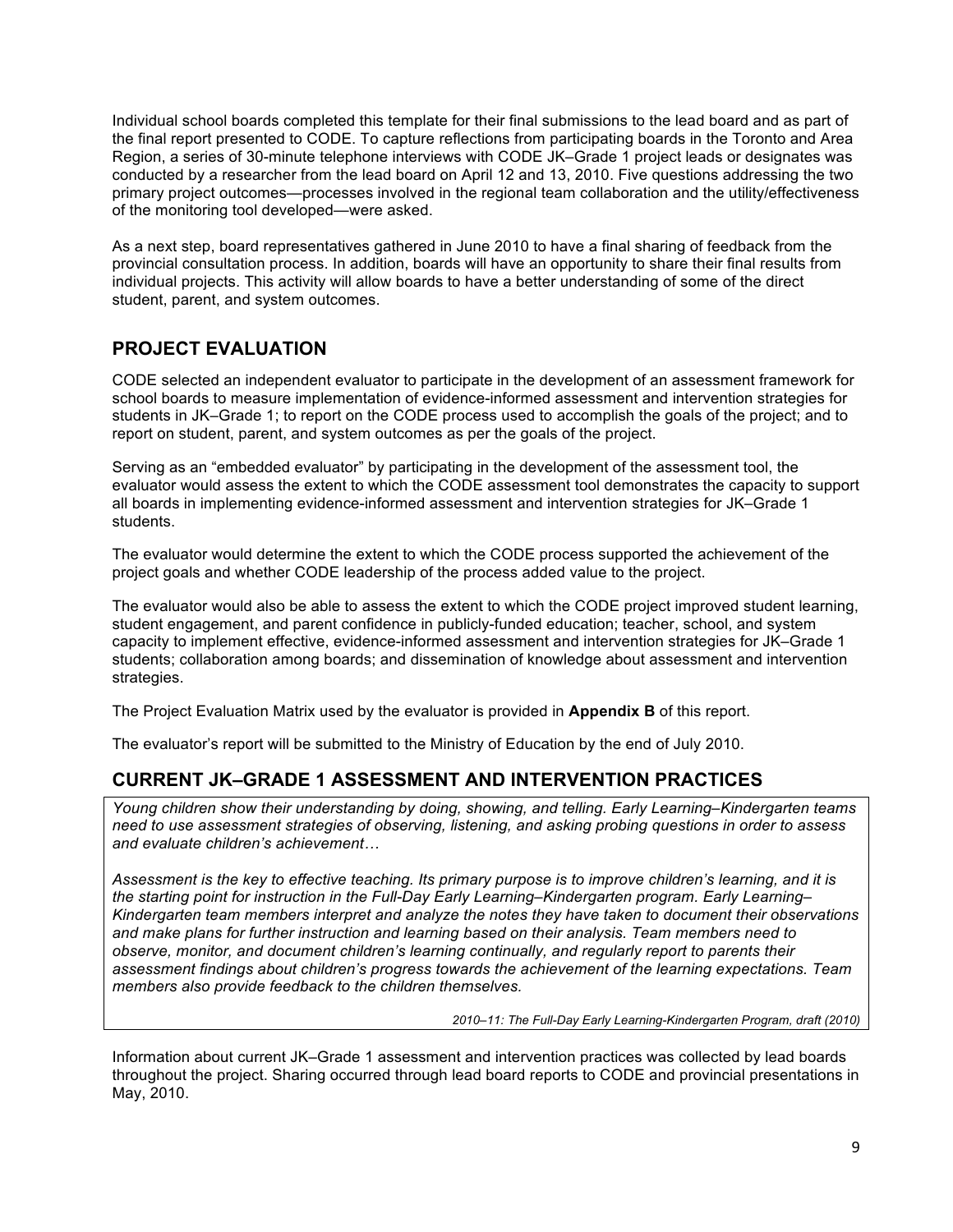Individual school boards completed this template for their final submissions to the lead board and as part of the final report presented to CODE. To capture reflections from participating boards in the Toronto and Area Region, a series of 30-minute telephone interviews with CODE JK–Grade 1 project leads or designates was conducted by a researcher from the lead board on April 12 and 13, 2010. Five questions addressing the two primary project outcomes—processes involved in the regional team collaboration and the utility/effectiveness of the monitoring tool developed—were asked.

As a next step, board representatives gathered in June 2010 to have a final sharing of feedback from the provincial consultation process. In addition, boards will have an opportunity to share their final results from individual projects. This activity will allow boards to have a better understanding of some of the direct student, parent, and system outcomes.

## PROJECT EVALUATION

CODE selected an independent evaluator to participate in the development of an assessment framework for school boards to measure implementation of evidence-informed assessment and intervention strategies for students in JK–Grade 1; to report on the CODE process used to accomplish the goals of the project; and to report on student, parent, and system outcomes as per the goals of the project.

Serving as an "embedded evaluator" by participating in the development of the assessment tool, the evaluator would assess the extent to which the CODE assessment tool demonstrates the capacity to support all boards in implementing evidence-informed assessment and intervention strategies for JK–Grade 1 students.

The evaluator would determine the extent to which the CODE process supported the achievement of the project goals and whether CODE leadership of the process added value to the project.

The evaluator would also be able to assess the extent to which the CODE project improved student learning, student engagement, and parent confidence in publicly-funded education; teacher, school, and system capacity to implement effective, evidence-informed assessment and intervention strategies for JK–Grade 1 students; collaboration among boards; and dissemination of knowledge about assessment and intervention strategies.

The Project Evaluation Matrix used by the evaluator is provided in **Appendix B** of this report.

The evaluator's report will be submitted to the Ministry of Education by the end of July 2010.

## CURRENT JK–GRADE 1 ASSESSMENT AND INTERVENTION PRACTICES

> *Young children show their understanding by doing, showing, and telling. Early Learning–Kindergarten teams need to use assessment strategies of observing, listening, and asking probing questions in order to assess and evaluate children's achievement…*
>
> *Assessment is the key to effective teaching. Its primary purpose is to improve children's learning, and it is the starting point for instruction in the Full-Day Early Learning–Kindergarten program. Early Learning–Kindergarten team members interpret and analyze the notes they have taken to document their observations and make plans for further instruction and learning based on their analysis. Team members need to observe, monitor, and document children's learning continually, and regularly report to parents their assessment findings about children's progress towards the achievement of the learning expectations. Team members also provide feedback to the children themselves.*
>
> *2010–11: The Full-Day Early Learning-Kindergarten Program, draft (2010)*

Information about current JK–Grade 1 assessment and intervention practices was collected by lead boards throughout the project. Sharing occurred through lead board reports to CODE and provincial presentations in May, 2010.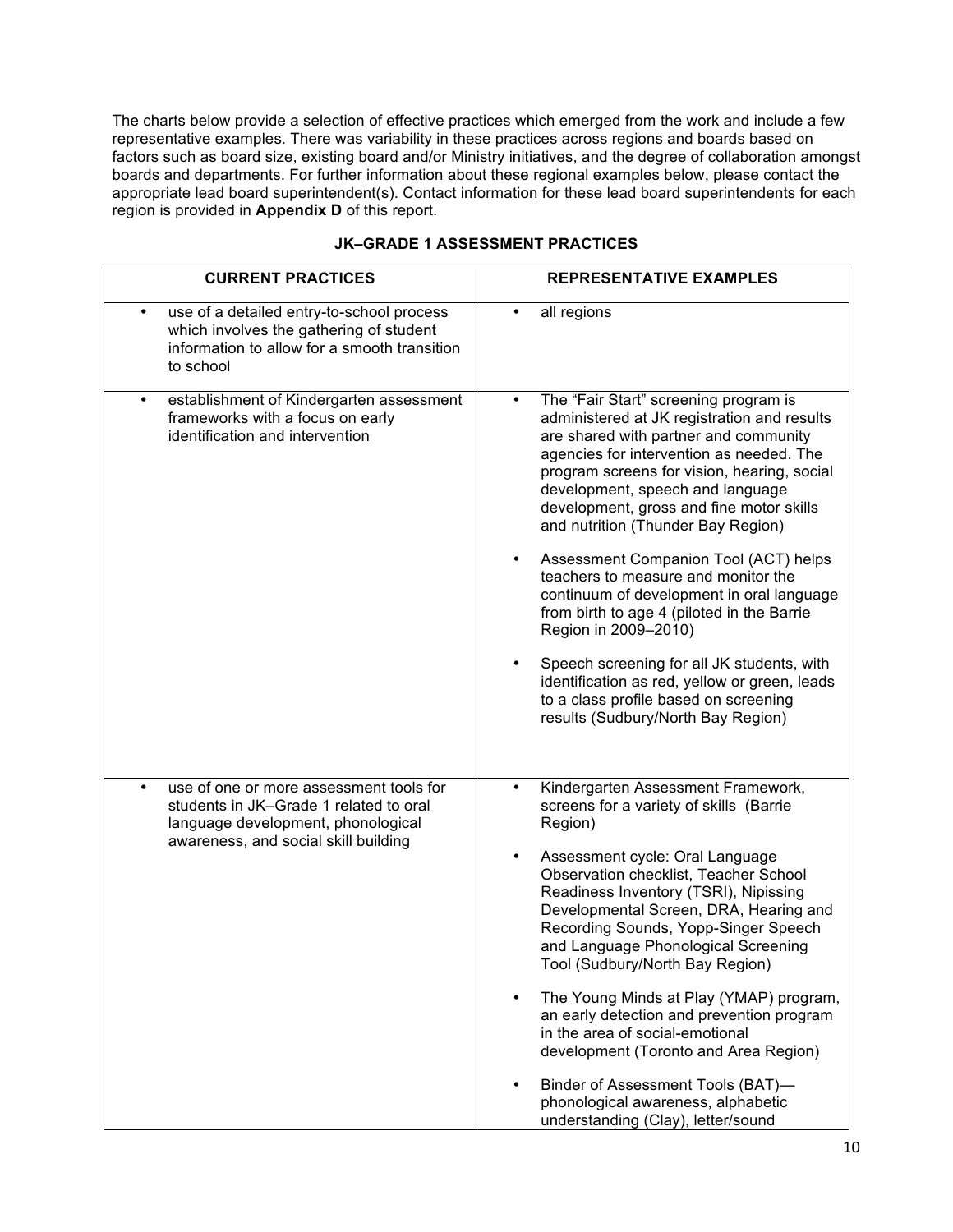The charts below provide a selection of effective practices which emerged from the work and include a few representative examples. There was variability in these practices across regions and boards based on factors such as board size, existing board and/or Ministry initiatives, and the degree of collaboration amongst boards and departments. For further information about these regional examples below, please contact the appropriate lead board superintendent(s). Contact information for these lead board superintendents for each region is provided in **Appendix D** of this report.

### JK–GRADE 1 ASSESSMENT PRACTICES

| CURRENT PRACTICES | REPRESENTATIVE EXAMPLES |
|---|---|
| • use of a detailed entry-to-school process which involves the gathering of student information to allow for a smooth transition to school | • all regions |
| • establishment of Kindergarten assessment frameworks with a focus on early identification and intervention | • The "Fair Start" screening program is administered at JK registration and results are shared with partner and community agencies for intervention as needed. The program screens for vision, hearing, social development, speech and language development, gross and fine motor skills and nutrition (Thunder Bay Region)<br><br>• Assessment Companion Tool (ACT) helps teachers to measure and monitor the continuum of development in oral language from birth to age 4 (piloted in the Barrie Region in 2009–2010)<br><br>• Speech screening for all JK students, with identification as red, yellow or green, leads to a class profile based on screening results (Sudbury/North Bay Region) |
| • use of one or more assessment tools for students in JK–Grade 1 related to oral language development, phonological awareness, and social skill building | • Kindergarten Assessment Framework, screens for a variety of skills (Barrie Region)<br><br>• Assessment cycle: Oral Language Observation checklist, Teacher School Readiness Inventory (TSRI), Nipissing Developmental Screen, DRA, Hearing and Recording Sounds, Yopp-Singer Speech and Language Phonological Screening Tool (Sudbury/North Bay Region)<br><br>• The Young Minds at Play (YMAP) program, an early detection and prevention program in the area of social-emotional development (Toronto and Area Region)<br><br>• Binder of Assessment Tools (BAT)—phonological awareness, alphabetic understanding (Clay), letter/sound |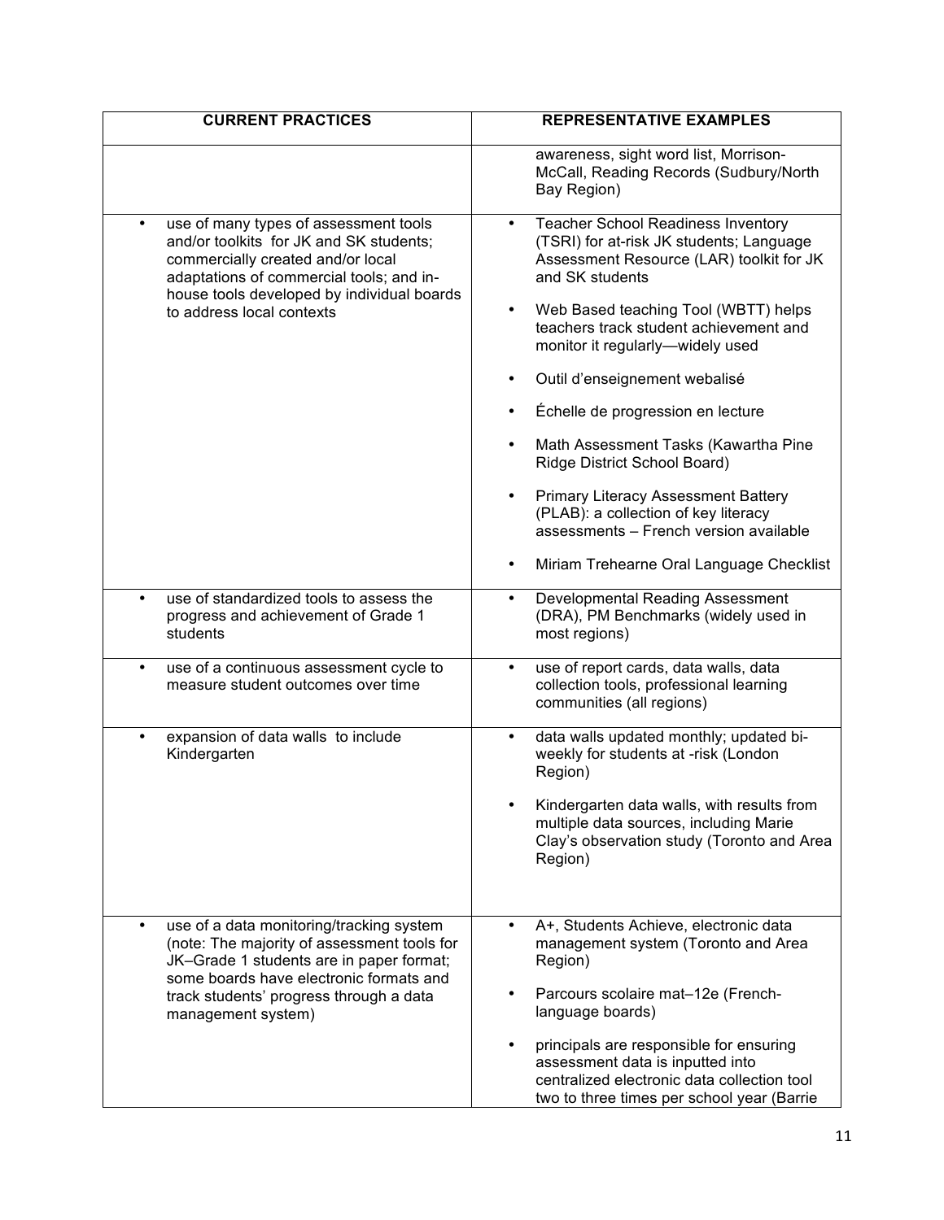| CURRENT PRACTICES | REPRESENTATIVE EXAMPLES |
| --- | --- |
| | awareness, sight word list, Morrison-McCall, Reading Records (Sudbury/North Bay Region) |
| • use of many types of assessment tools and/or toolkits for JK and SK students; commercially created and/or local adaptations of commercial tools; and in-house tools developed by individual boards to address local contexts | • Teacher School Readiness Inventory (TSRI) for at-risk JK students; Language Assessment Resource (LAR) toolkit for JK and SK students<br>• Web Based teaching Tool (WBTT) helps teachers track student achievement and monitor it regularly—widely used<br>• Outil d'enseignement webalisé<br>• Échelle de progression en lecture<br>• Math Assessment Tasks (Kawartha Pine Ridge District School Board)<br>• Primary Literacy Assessment Battery (PLAB): a collection of key literacy assessments – French version available<br>• Miriam Trehearne Oral Language Checklist |
| • use of standardized tools to assess the progress and achievement of Grade 1 students | • Developmental Reading Assessment (DRA), PM Benchmarks (widely used in most regions) |
| • use of a continuous assessment cycle to measure student outcomes over time | • use of report cards, data walls, data collection tools, professional learning communities (all regions) |
| • expansion of data walls to include Kindergarten | • data walls updated monthly; updated bi-weekly for students at -risk (London Region)<br>• Kindergarten data walls, with results from multiple data sources, including Marie Clay's observation study (Toronto and Area Region) |
| • use of a data monitoring/tracking system (note: The majority of assessment tools for JK–Grade 1 students are in paper format; some boards have electronic formats and track students' progress through a data management system) | • A+, Students Achieve, electronic data management system (Toronto and Area Region)<br>• Parcours scolaire mat–12e (French-language boards)<br>• principals are responsible for ensuring assessment data is inputted into centralized electronic data collection tool two to three times per school year (Barrie |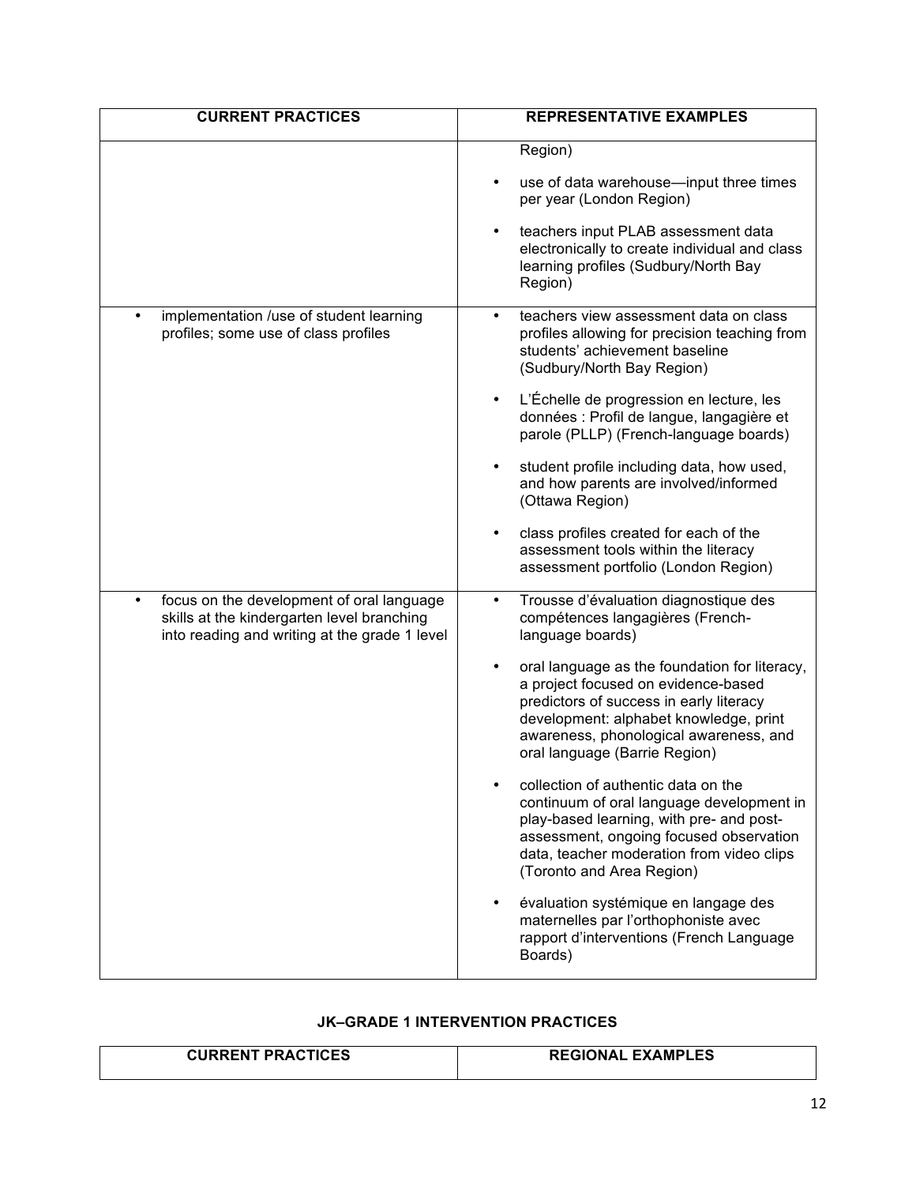| CURRENT PRACTICES | REPRESENTATIVE EXAMPLES |
|---|---|
| | Region)<br><br>• use of data warehouse—input three times per year (London Region)<br><br>• teachers input PLAB assessment data electronically to create individual and class learning profiles (Sudbury/North Bay Region) |
| • implementation /use of student learning profiles; some use of class profiles | • teachers view assessment data on class profiles allowing for precision teaching from students' achievement baseline (Sudbury/North Bay Region)<br><br>• L'Échelle de progression en lecture, les données : Profil de langue, langagière et parole (PLLP) (French-language boards)<br><br>• student profile including data, how used, and how parents are involved/informed (Ottawa Region)<br><br>• class profiles created for each of the assessment tools within the literacy assessment portfolio (London Region) |
| • focus on the development of oral language skills at the kindergarten level branching into reading and writing at the grade 1 level | • Trousse d'évaluation diagnostique des compétences langagières (French-language boards)<br><br>• oral language as the foundation for literacy, a project focused on evidence-based predictors of success in early literacy development: alphabet knowledge, print awareness, phonological awareness, and oral language (Barrie Region)<br><br>• collection of authentic data on the continuum of oral language development in play-based learning, with pre- and post-assessment, ongoing focused observation data, teacher moderation from video clips (Toronto and Area Region)<br><br>• évaluation systémique en langage des maternelles par l'orthophoniste avec rapport d'interventions (French Language Boards) |

### JK–GRADE 1 INTERVENTION PRACTICES

| CURRENT PRACTICES | REGIONAL EXAMPLES |
|---|---|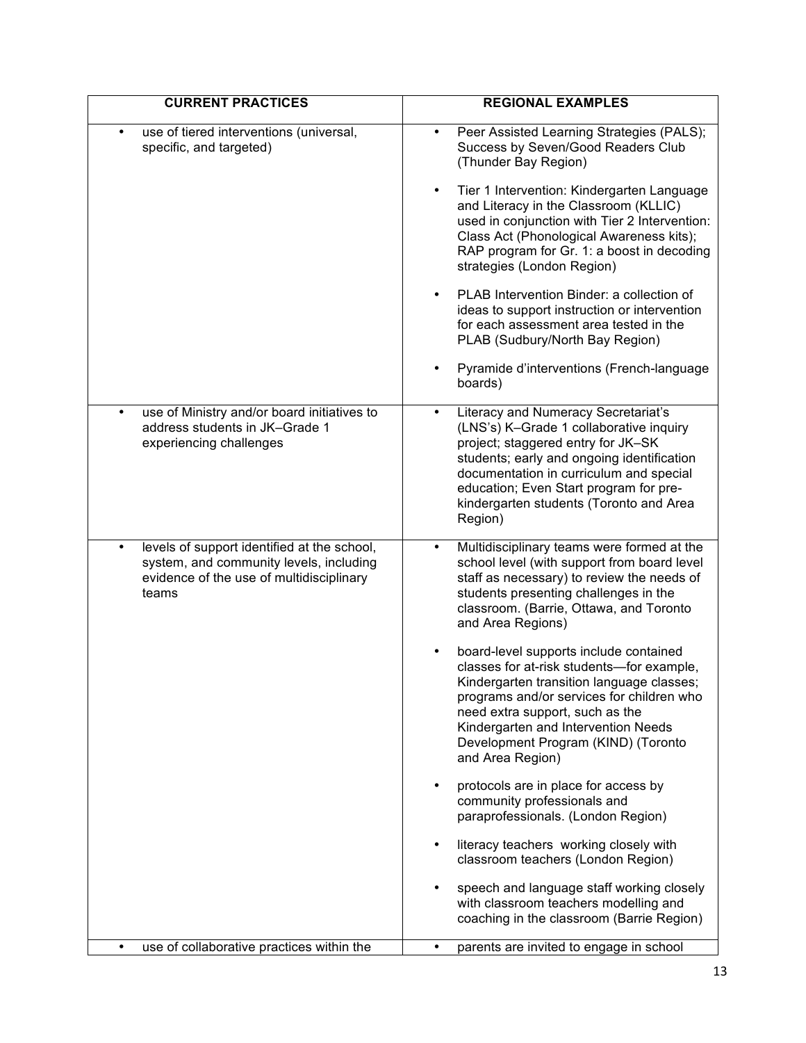| CURRENT PRACTICES | REGIONAL EXAMPLES |
|---|---|
| • use of tiered interventions (universal, specific, and targeted) | • Peer Assisted Learning Strategies (PALS); Success by Seven/Good Readers Club (Thunder Bay Region)<br><br>• Tier 1 Intervention: Kindergarten Language and Literacy in the Classroom (KLLIC) used in conjunction with Tier 2 Intervention: Class Act (Phonological Awareness kits); RAP program for Gr. 1: a boost in decoding strategies (London Region)<br><br>• PLAB Intervention Binder: a collection of ideas to support instruction or intervention for each assessment area tested in the PLAB (Sudbury/North Bay Region)<br><br>• Pyramide d'interventions (French-language boards) |
| • use of Ministry and/or board initiatives to address students in JK–Grade 1 experiencing challenges | • Literacy and Numeracy Secretariat's (LNS's) K–Grade 1 collaborative inquiry project; staggered entry for JK–SK students; early and ongoing identification documentation in curriculum and special education; Even Start program for pre-kindergarten students (Toronto and Area Region) |
| • levels of support identified at the school, system, and community levels, including evidence of the use of multidisciplinary teams | • Multidisciplinary teams were formed at the school level (with support from board level staff as necessary) to review the needs of students presenting challenges in the classroom. (Barrie, Ottawa, and Toronto and Area Regions)<br><br>• board-level supports include contained classes for at-risk students—for example, Kindergarten transition language classes; programs and/or services for children who need extra support, such as the Kindergarten and Intervention Needs Development Program (KIND) (Toronto and Area Region)<br><br>• protocols are in place for access by community professionals and paraprofessionals. (London Region)<br><br>• literacy teachers working closely with classroom teachers (London Region)<br><br>• speech and language staff working closely with classroom teachers modelling and coaching in the classroom (Barrie Region) |
| • use of collaborative practices within the | • parents are invited to engage in school |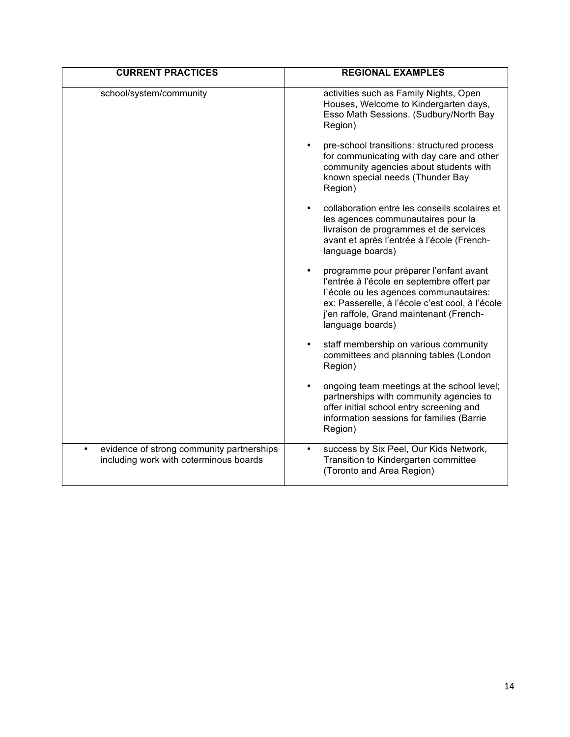| CURRENT PRACTICES | REGIONAL EXAMPLES |
| --- | --- |
| school/system/community | activities such as Family Nights, Open Houses, Welcome to Kindergarten days, Esso Math Sessions. (Sudbury/North Bay Region)<br>• pre-school transitions: structured process for communicating with day care and other community agencies about students with known special needs (Thunder Bay Region)<br>• collaboration entre les conseils scolaires et les agences communautaires pour la livraison de programmes et de services avant et après l'entrée à l'école (French-language boards)<br>• programme pour préparer l'enfant avant l'entrée à l'école en septembre offert par l`école ou les agences communautaires: ex: Passerelle, à l'école c'est cool, à l'école j'en raffole, Grand maintenant (French-language boards)<br>• staff membership on various community committees and planning tables (London Region)<br>• ongoing team meetings at the school level; partnerships with community agencies to offer initial school entry screening and information sessions for families (Barrie Region) |
| • evidence of strong community partnerships including work with coterminous boards | • success by Six Peel, Our Kids Network, Transition to Kindergarten committee (Toronto and Area Region) |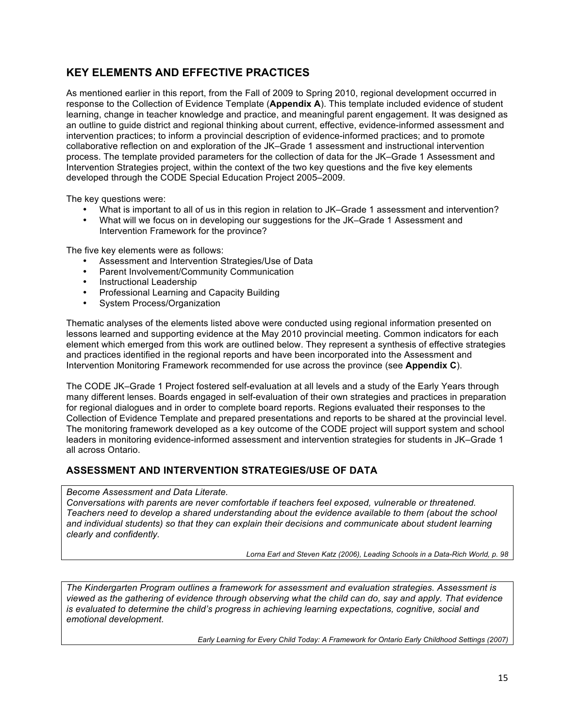## KEY ELEMENTS AND EFFECTIVE PRACTICES

As mentioned earlier in this report, from the Fall of 2009 to Spring 2010, regional development occurred in response to the Collection of Evidence Template (**Appendix A**). This template included evidence of student learning, change in teacher knowledge and practice, and meaningful parent engagement. It was designed as an outline to guide district and regional thinking about current, effective, evidence-informed assessment and intervention practices; to inform a provincial description of evidence-informed practices; and to promote collaborative reflection on and exploration of the JK–Grade 1 assessment and instructional intervention process. The template provided parameters for the collection of data for the JK–Grade 1 Assessment and Intervention Strategies project, within the context of the two key questions and the five key elements developed through the CODE Special Education Project 2005–2009.

The key questions were:

- What is important to all of us in this region in relation to JK–Grade 1 assessment and intervention?
- What will we focus on in developing our suggestions for the JK–Grade 1 Assessment and Intervention Framework for the province?

The five key elements were as follows:

- Assessment and Intervention Strategies/Use of Data
- Parent Involvement/Community Communication
- Instructional Leadership
- Professional Learning and Capacity Building
- System Process/Organization

Thematic analyses of the elements listed above were conducted using regional information presented on lessons learned and supporting evidence at the May 2010 provincial meeting. Common indicators for each element which emerged from this work are outlined below. They represent a synthesis of effective strategies and practices identified in the regional reports and have been incorporated into the Assessment and Intervention Monitoring Framework recommended for use across the province (see **Appendix C**).

The CODE JK–Grade 1 Project fostered self-evaluation at all levels and a study of the Early Years through many different lenses. Boards engaged in self-evaluation of their own strategies and practices in preparation for regional dialogues and in order to complete board reports. Regions evaluated their responses to the Collection of Evidence Template and prepared presentations and reports to be shared at the provincial level. The monitoring framework developed as a key outcome of the CODE project will support system and school leaders in monitoring evidence-informed assessment and intervention strategies for students in JK–Grade 1 all across Ontario.

### ASSESSMENT AND INTERVENTION STRATEGIES/USE OF DATA

> *Become Assessment and Data Literate.*
> *Conversations with parents are never comfortable if teachers feel exposed, vulnerable or threatened. Teachers need to develop a shared understanding about the evidence available to them (about the school and individual students) so that they can explain their decisions and communicate about student learning clearly and confidently.*
>
> *Lorna Earl and Steven Katz (2006), Leading Schools in a Data-Rich World, p. 98*

> *The Kindergarten Program outlines a framework for assessment and evaluation strategies. Assessment is viewed as the gathering of evidence through observing what the child can do, say and apply. That evidence is evaluated to determine the child's progress in achieving learning expectations, cognitive, social and emotional development.*
>
> *Early Learning for Every Child Today: A Framework for Ontario Early Childhood Settings (2007)*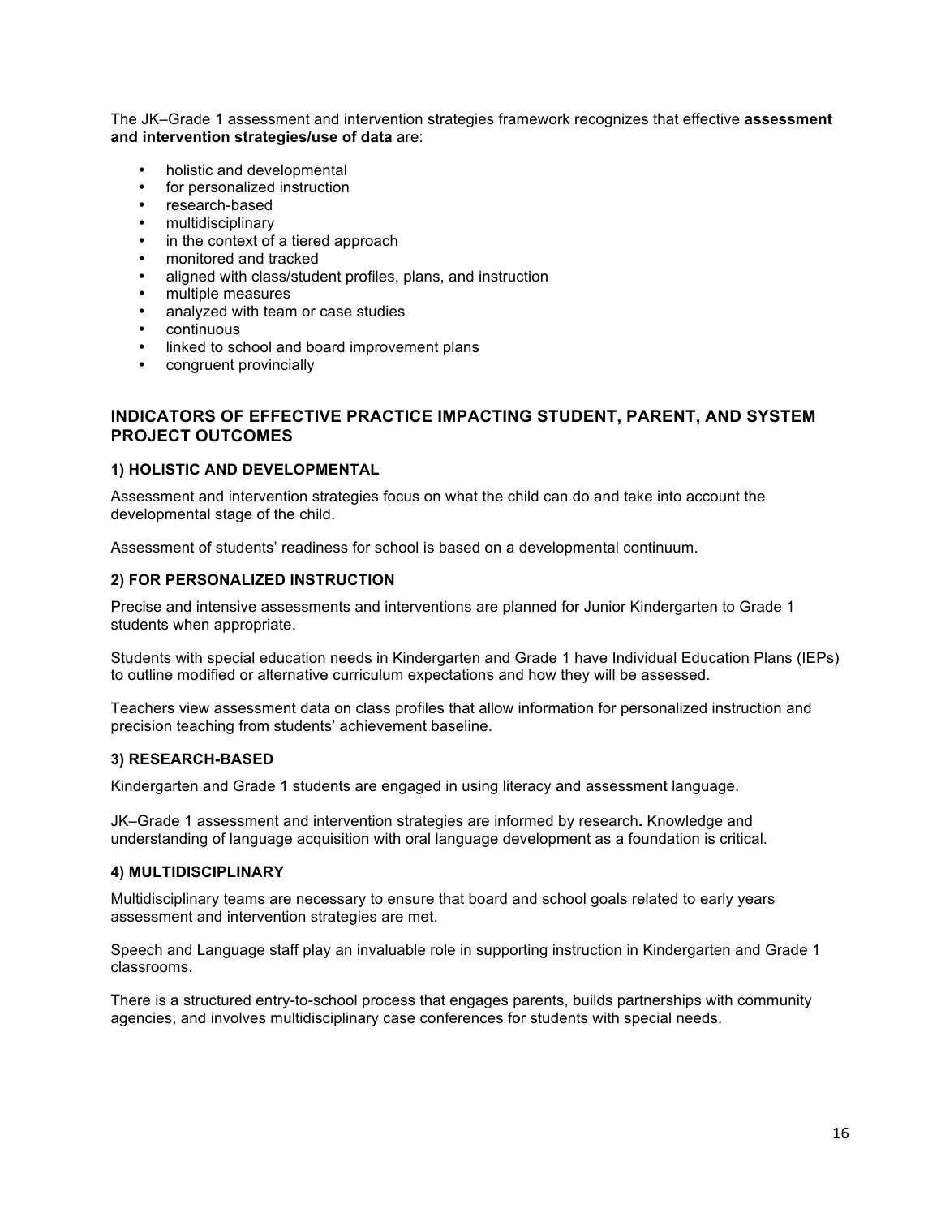The JK–Grade 1 assessment and intervention strategies framework recognizes that effective **assessment and intervention strategies/use of data** are:

- holistic and developmental
- for personalized instruction
- research-based
- multidisciplinary
- in the context of a tiered approach
- monitored and tracked
- aligned with class/student profiles, plans, and instruction
- multiple measures
- analyzed with team or case studies
- continuous
- linked to school and board improvement plans
- congruent provincially

## INDICATORS OF EFFECTIVE PRACTICE IMPACTING STUDENT, PARENT, AND SYSTEM PROJECT OUTCOMES

### 1) HOLISTIC AND DEVELOPMENTAL

Assessment and intervention strategies focus on what the child can do and take into account the developmental stage of the child.

Assessment of students' readiness for school is based on a developmental continuum.

### 2) FOR PERSONALIZED INSTRUCTION

Precise and intensive assessments and interventions are planned for Junior Kindergarten to Grade 1 students when appropriate.

Students with special education needs in Kindergarten and Grade 1 have Individual Education Plans (IEPs) to outline modified or alternative curriculum expectations and how they will be assessed.

Teachers view assessment data on class profiles that allow information for personalized instruction and precision teaching from students' achievement baseline.

### 3) RESEARCH-BASED

Kindergarten and Grade 1 students are engaged in using literacy and assessment language.

JK–Grade 1 assessment and intervention strategies are informed by research**.** Knowledge and understanding of language acquisition with oral language development as a foundation is critical.

### 4) MULTIDISCIPLINARY

Multidisciplinary teams are necessary to ensure that board and school goals related to early years assessment and intervention strategies are met.

Speech and Language staff play an invaluable role in supporting instruction in Kindergarten and Grade 1 classrooms.

There is a structured entry-to-school process that engages parents, builds partnerships with community agencies, and involves multidisciplinary case conferences for students with special needs.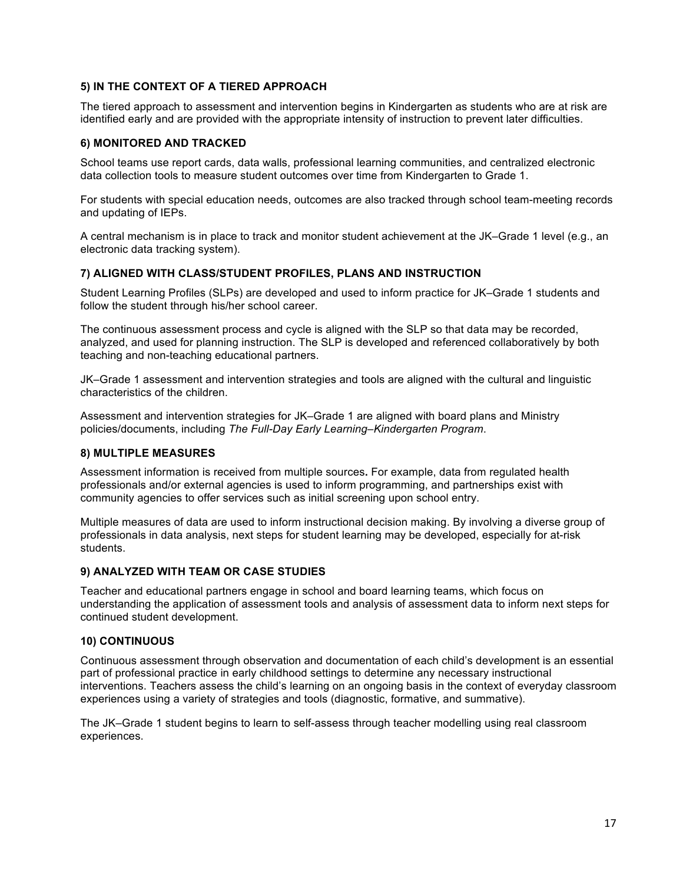### 5) IN THE CONTEXT OF A TIERED APPROACH

The tiered approach to assessment and intervention begins in Kindergarten as students who are at risk are identified early and are provided with the appropriate intensity of instruction to prevent later difficulties.

### 6) MONITORED AND TRACKED

School teams use report cards, data walls, professional learning communities, and centralized electronic data collection tools to measure student outcomes over time from Kindergarten to Grade 1.

For students with special education needs, outcomes are also tracked through school team-meeting records and updating of IEPs.

A central mechanism is in place to track and monitor student achievement at the JK–Grade 1 level (e.g., an electronic data tracking system).

### 7) ALIGNED WITH CLASS/STUDENT PROFILES, PLANS AND INSTRUCTION

Student Learning Profiles (SLPs) are developed and used to inform practice for JK–Grade 1 students and follow the student through his/her school career.

The continuous assessment process and cycle is aligned with the SLP so that data may be recorded, analyzed, and used for planning instruction. The SLP is developed and referenced collaboratively by both teaching and non-teaching educational partners.

JK–Grade 1 assessment and intervention strategies and tools are aligned with the cultural and linguistic characteristics of the children.

Assessment and intervention strategies for JK–Grade 1 are aligned with board plans and Ministry policies/documents, including *The Full-Day Early Learning–Kindergarten Program*.

### 8) MULTIPLE MEASURES

Assessment information is received from multiple sources**.** For example, data from regulated health professionals and/or external agencies is used to inform programming, and partnerships exist with community agencies to offer services such as initial screening upon school entry.

Multiple measures of data are used to inform instructional decision making. By involving a diverse group of professionals in data analysis, next steps for student learning may be developed, especially for at-risk students.

### 9) ANALYZED WITH TEAM OR CASE STUDIES

Teacher and educational partners engage in school and board learning teams, which focus on understanding the application of assessment tools and analysis of assessment data to inform next steps for continued student development.

### 10) CONTINUOUS

Continuous assessment through observation and documentation of each child's development is an essential part of professional practice in early childhood settings to determine any necessary instructional interventions. Teachers assess the child's learning on an ongoing basis in the context of everyday classroom experiences using a variety of strategies and tools (diagnostic, formative, and summative).

The JK–Grade 1 student begins to learn to self-assess through teacher modelling using real classroom experiences.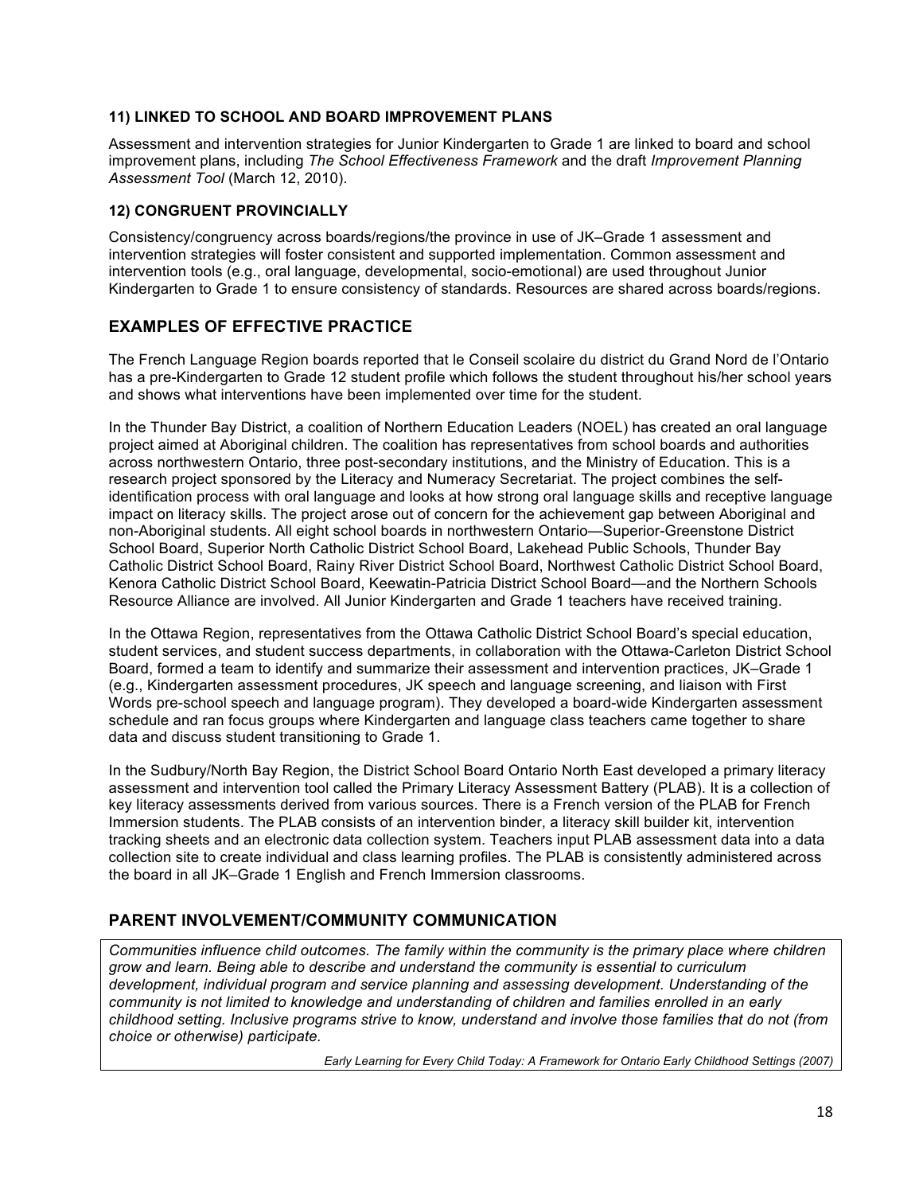### 11) LINKED TO SCHOOL AND BOARD IMPROVEMENT PLANS

Assessment and intervention strategies for Junior Kindergarten to Grade 1 are linked to board and school improvement plans, including *The School Effectiveness Framework* and the draft *Improvement Planning Assessment Tool* (March 12, 2010).

### 12) CONGRUENT PROVINCIALLY

Consistency/congruency across boards/regions/the province in use of JK–Grade 1 assessment and intervention strategies will foster consistent and supported implementation. Common assessment and intervention tools (e.g., oral language, developmental, socio-emotional) are used throughout Junior Kindergarten to Grade 1 to ensure consistency of standards. Resources are shared across boards/regions.

## EXAMPLES OF EFFECTIVE PRACTICE

The French Language Region boards reported that le Conseil scolaire du district du Grand Nord de l'Ontario has a pre-Kindergarten to Grade 12 student profile which follows the student throughout his/her school years and shows what interventions have been implemented over time for the student.

In the Thunder Bay District, a coalition of Northern Education Leaders (NOEL) has created an oral language project aimed at Aboriginal children. The coalition has representatives from school boards and authorities across northwestern Ontario, three post-secondary institutions, and the Ministry of Education. This is a research project sponsored by the Literacy and Numeracy Secretariat. The project combines the self-identification process with oral language and looks at how strong oral language skills and receptive language impact on literacy skills. The project arose out of concern for the achievement gap between Aboriginal and non-Aboriginal students. All eight school boards in northwestern Ontario—Superior-Greenstone District School Board, Superior North Catholic District School Board, Lakehead Public Schools, Thunder Bay Catholic District School Board, Rainy River District School Board, Northwest Catholic District School Board, Kenora Catholic District School Board, Keewatin-Patricia District School Board—and the Northern Schools Resource Alliance are involved. All Junior Kindergarten and Grade 1 teachers have received training.

In the Ottawa Region, representatives from the Ottawa Catholic District School Board's special education, student services, and student success departments, in collaboration with the Ottawa-Carleton District School Board, formed a team to identify and summarize their assessment and intervention practices, JK–Grade 1 (e.g., Kindergarten assessment procedures, JK speech and language screening, and liaison with First Words pre-school speech and language program). They developed a board-wide Kindergarten assessment schedule and ran focus groups where Kindergarten and language class teachers came together to share data and discuss student transitioning to Grade 1.

In the Sudbury/North Bay Region, the District School Board Ontario North East developed a primary literacy assessment and intervention tool called the Primary Literacy Assessment Battery (PLAB). It is a collection of key literacy assessments derived from various sources. There is a French version of the PLAB for French Immersion students. The PLAB consists of an intervention binder, a literacy skill builder kit, intervention tracking sheets and an electronic data collection system. Teachers input PLAB assessment data into a data collection site to create individual and class learning profiles. The PLAB is consistently administered across the board in all JK–Grade 1 English and French Immersion classrooms.

## PARENT INVOLVEMENT/COMMUNITY COMMUNICATION

*Communities influence child outcomes. The family within the community is the primary place where children grow and learn. Being able to describe and understand the community is essential to curriculum development, individual program and service planning and assessing development. Understanding of the community is not limited to knowledge and understanding of children and families enrolled in an early childhood setting. Inclusive programs strive to know, understand and involve those families that do not (from choice or otherwise) participate.*

*Early Learning for Every Child Today: A Framework for Ontario Early Childhood Settings (2007)*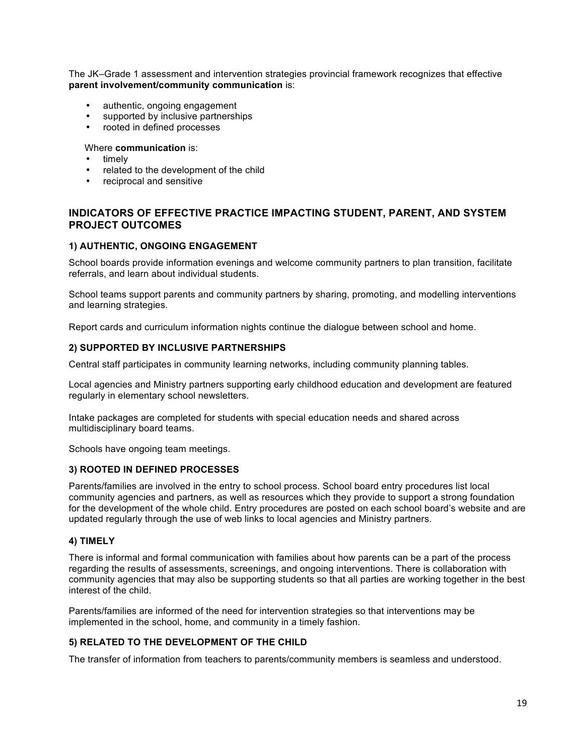The JK–Grade 1 assessment and intervention strategies provincial framework recognizes that effective **parent involvement/community communication** is:

- authentic, ongoing engagement
- supported by inclusive partnerships
- rooted in defined processes

Where **communication** is:

- timely
- related to the development of the child
- reciprocal and sensitive

## INDICATORS OF EFFECTIVE PRACTICE IMPACTING STUDENT, PARENT, AND SYSTEM PROJECT OUTCOMES

### 1) AUTHENTIC, ONGOING ENGAGEMENT

School boards provide information evenings and welcome community partners to plan transition, facilitate referrals, and learn about individual students.

School teams support parents and community partners by sharing, promoting, and modelling interventions and learning strategies.

Report cards and curriculum information nights continue the dialogue between school and home.

### 2) SUPPORTED BY INCLUSIVE PARTNERSHIPS

Central staff participates in community learning networks, including community planning tables.

Local agencies and Ministry partners supporting early childhood education and development are featured regularly in elementary school newsletters.

Intake packages are completed for students with special education needs and shared across multidisciplinary board teams.

Schools have ongoing team meetings.

### 3) ROOTED IN DEFINED PROCESSES

Parents/families are involved in the entry to school process. School board entry procedures list local community agencies and partners, as well as resources which they provide to support a strong foundation for the development of the whole child. Entry procedures are posted on each school board's website and are updated regularly through the use of web links to local agencies and Ministry partners.

### 4) TIMELY

There is informal and formal communication with families about how parents can be a part of the process regarding the results of assessments, screenings, and ongoing interventions. There is collaboration with community agencies that may also be supporting students so that all parties are working together in the best interest of the child.

Parents/families are informed of the need for intervention strategies so that interventions may be implemented in the school, home, and community in a timely fashion.

### 5) RELATED TO THE DEVELOPMENT OF THE CHILD

The transfer of information from teachers to parents/community members is seamless and understood.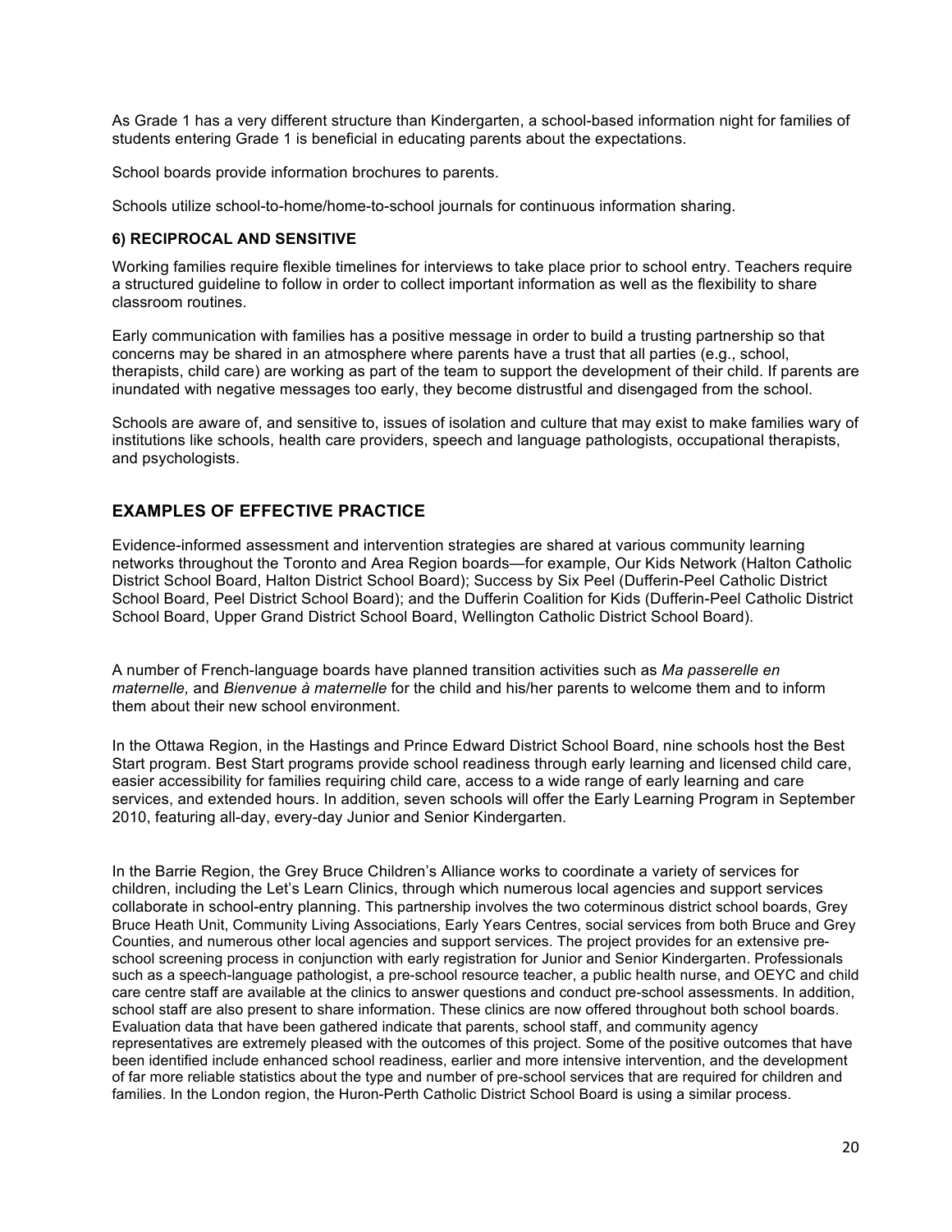As Grade 1 has a very different structure than Kindergarten, a school-based information night for families of students entering Grade 1 is beneficial in educating parents about the expectations.

School boards provide information brochures to parents.

Schools utilize school-to-home/home-to-school journals for continuous information sharing.

#### 6) RECIPROCAL AND SENSITIVE

Working families require flexible timelines for interviews to take place prior to school entry. Teachers require a structured guideline to follow in order to collect important information as well as the flexibility to share classroom routines.

Early communication with families has a positive message in order to build a trusting partnership so that concerns may be shared in an atmosphere where parents have a trust that all parties (e.g., school, therapists, child care) are working as part of the team to support the development of their child. If parents are inundated with negative messages too early, they become distrustful and disengaged from the school.

Schools are aware of, and sensitive to, issues of isolation and culture that may exist to make families wary of institutions like schools, health care providers, speech and language pathologists, occupational therapists, and psychologists.

## EXAMPLES OF EFFECTIVE PRACTICE

Evidence-informed assessment and intervention strategies are shared at various community learning networks throughout the Toronto and Area Region boards—for example, Our Kids Network (Halton Catholic District School Board, Halton District School Board); Success by Six Peel (Dufferin-Peel Catholic District School Board, Peel District School Board); and the Dufferin Coalition for Kids (Dufferin-Peel Catholic District School Board, Upper Grand District School Board, Wellington Catholic District School Board).

A number of French-language boards have planned transition activities such as *Ma passerelle en maternelle,* and *Bienvenue à maternelle* for the child and his/her parents to welcome them and to inform them about their new school environment.

In the Ottawa Region, in the Hastings and Prince Edward District School Board, nine schools host the Best Start program. Best Start programs provide school readiness through early learning and licensed child care, easier accessibility for families requiring child care, access to a wide range of early learning and care services, and extended hours. In addition, seven schools will offer the Early Learning Program in September 2010, featuring all-day, every-day Junior and Senior Kindergarten.

In the Barrie Region, the Grey Bruce Children's Alliance works to coordinate a variety of services for children, including the Let's Learn Clinics, through which numerous local agencies and support services collaborate in school-entry planning. This partnership involves the two coterminous district school boards, Grey Bruce Heath Unit, Community Living Associations, Early Years Centres, social services from both Bruce and Grey Counties, and numerous other local agencies and support services. The project provides for an extensive pre-school screening process in conjunction with early registration for Junior and Senior Kindergarten. Professionals such as a speech-language pathologist, a pre-school resource teacher, a public health nurse, and OEYC and child care centre staff are available at the clinics to answer questions and conduct pre-school assessments. In addition, school staff are also present to share information. These clinics are now offered throughout both school boards. Evaluation data that have been gathered indicate that parents, school staff, and community agency representatives are extremely pleased with the outcomes of this project. Some of the positive outcomes that have been identified include enhanced school readiness, earlier and more intensive intervention, and the development of far more reliable statistics about the type and number of pre-school services that are required for children and families. In the London region, the Huron-Perth Catholic District School Board is using a similar process.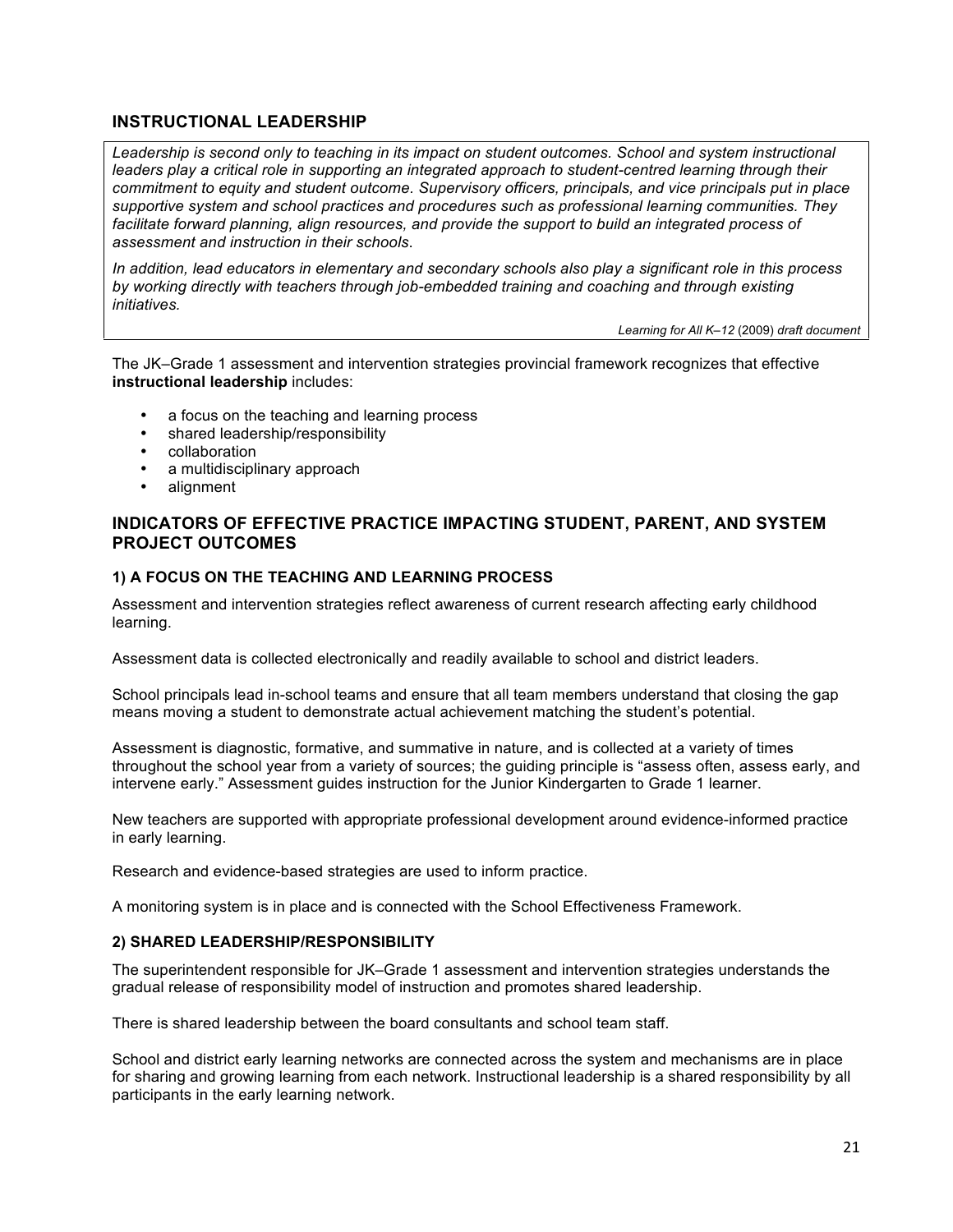## INSTRUCTIONAL LEADERSHIP

*Leadership is second only to teaching in its impact on student outcomes. School and system instructional leaders play a critical role in supporting an integrated approach to student-centred learning through their commitment to equity and student outcome. Supervisory officers, principals, and vice principals put in place supportive system and school practices and procedures such as professional learning communities. They facilitate forward planning, align resources, and provide the support to build an integrated process of assessment and instruction in their schools*.

*In addition, lead educators in elementary and secondary schools also play a significant role in this process by working directly with teachers through job-embedded training and coaching and through existing initiatives.*

*Learning for All K–12* (2009) *draft document*

The JK–Grade 1 assessment and intervention strategies provincial framework recognizes that effective **instructional leadership** includes:

- a focus on the teaching and learning process
- shared leadership/responsibility
- collaboration
- a multidisciplinary approach
- alignment

## INDICATORS OF EFFECTIVE PRACTICE IMPACTING STUDENT, PARENT, AND SYSTEM PROJECT OUTCOMES

### 1) A FOCUS ON THE TEACHING AND LEARNING PROCESS

Assessment and intervention strategies reflect awareness of current research affecting early childhood learning.

Assessment data is collected electronically and readily available to school and district leaders.

School principals lead in-school teams and ensure that all team members understand that closing the gap means moving a student to demonstrate actual achievement matching the student's potential.

Assessment is diagnostic, formative, and summative in nature, and is collected at a variety of times throughout the school year from a variety of sources; the guiding principle is "assess often, assess early, and intervene early." Assessment guides instruction for the Junior Kindergarten to Grade 1 learner.

New teachers are supported with appropriate professional development around evidence-informed practice in early learning.

Research and evidence-based strategies are used to inform practice.

A monitoring system is in place and is connected with the School Effectiveness Framework.

### 2) SHARED LEADERSHIP/RESPONSIBILITY

The superintendent responsible for JK–Grade 1 assessment and intervention strategies understands the gradual release of responsibility model of instruction and promotes shared leadership.

There is shared leadership between the board consultants and school team staff.

School and district early learning networks are connected across the system and mechanisms are in place for sharing and growing learning from each network. Instructional leadership is a shared responsibility by all participants in the early learning network.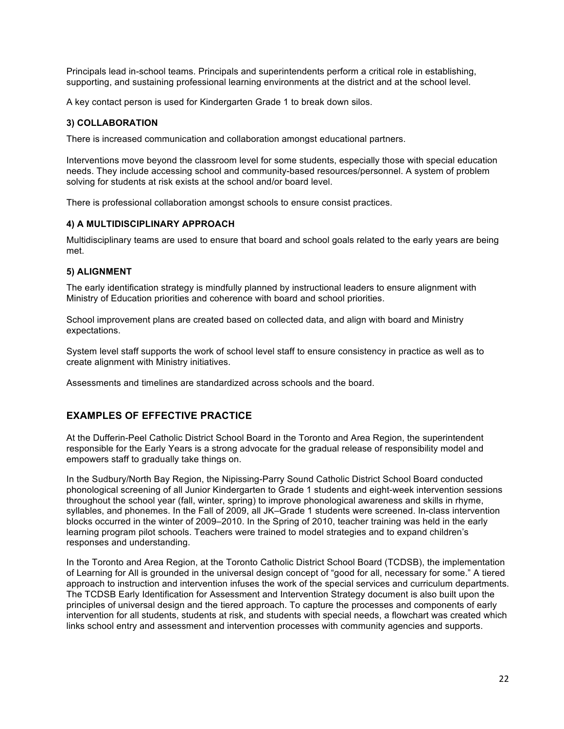Principals lead in-school teams. Principals and superintendents perform a critical role in establishing, supporting, and sustaining professional learning environments at the district and at the school level.

A key contact person is used for Kindergarten Grade 1 to break down silos.

#### 3) COLLABORATION

There is increased communication and collaboration amongst educational partners.

Interventions move beyond the classroom level for some students, especially those with special education needs. They include accessing school and community-based resources/personnel. A system of problem solving for students at risk exists at the school and/or board level.

There is professional collaboration amongst schools to ensure consist practices.

#### 4) A MULTIDISCIPLINARY APPROACH

Multidisciplinary teams are used to ensure that board and school goals related to the early years are being met.

#### 5) ALIGNMENT

The early identification strategy is mindfully planned by instructional leaders to ensure alignment with Ministry of Education priorities and coherence with board and school priorities.

School improvement plans are created based on collected data, and align with board and Ministry expectations.

System level staff supports the work of school level staff to ensure consistency in practice as well as to create alignment with Ministry initiatives.

Assessments and timelines are standardized across schools and the board.

## EXAMPLES OF EFFECTIVE PRACTICE

At the Dufferin-Peel Catholic District School Board in the Toronto and Area Region, the superintendent responsible for the Early Years is a strong advocate for the gradual release of responsibility model and empowers staff to gradually take things on.

In the Sudbury/North Bay Region, the Nipissing-Parry Sound Catholic District School Board conducted phonological screening of all Junior Kindergarten to Grade 1 students and eight-week intervention sessions throughout the school year (fall, winter, spring) to improve phonological awareness and skills in rhyme, syllables, and phonemes. In the Fall of 2009, all JK–Grade 1 students were screened. In-class intervention blocks occurred in the winter of 2009–2010. In the Spring of 2010, teacher training was held in the early learning program pilot schools. Teachers were trained to model strategies and to expand children's responses and understanding.

In the Toronto and Area Region, at the Toronto Catholic District School Board (TCDSB), the implementation of Learning for All is grounded in the universal design concept of "good for all, necessary for some." A tiered approach to instruction and intervention infuses the work of the special services and curriculum departments. The TCDSB Early Identification for Assessment and Intervention Strategy document is also built upon the principles of universal design and the tiered approach. To capture the processes and components of early intervention for all students, students at risk, and students with special needs, a flowchart was created which links school entry and assessment and intervention processes with community agencies and supports.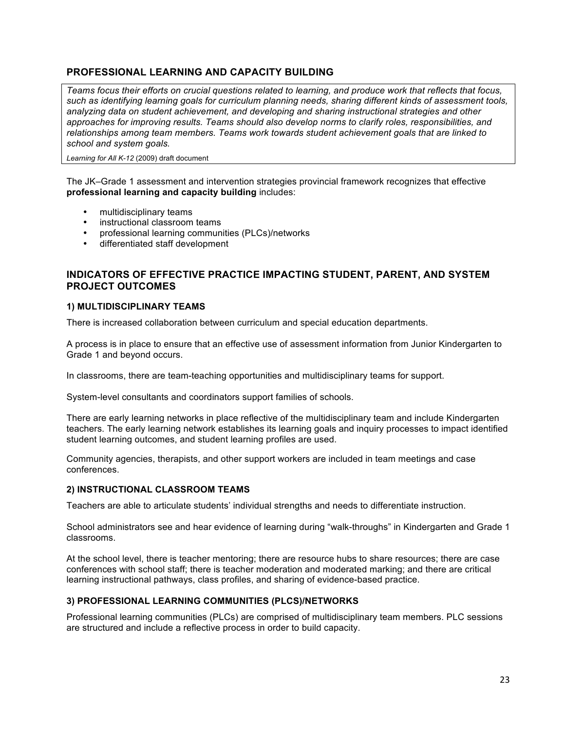## PROFESSIONAL LEARNING AND CAPACITY BUILDING

> *Teams focus their efforts on crucial questions related to learning, and produce work that reflects that focus, such as identifying learning goals for curriculum planning needs, sharing different kinds of assessment tools, analyzing data on student achievement, and developing and sharing instructional strategies and other approaches for improving results. Teams should also develop norms to clarify roles, responsibilities, and relationships among team members. Teams work towards student achievement goals that are linked to school and system goals.*
>
> *Learning for All K-12* (2009) draft document

The JK–Grade 1 assessment and intervention strategies provincial framework recognizes that effective **professional learning and capacity building** includes:

- multidisciplinary teams
- instructional classroom teams
- professional learning communities (PLCs)/networks
- differentiated staff development

## INDICATORS OF EFFECTIVE PRACTICE IMPACTING STUDENT, PARENT, AND SYSTEM PROJECT OUTCOMES

### 1) MULTIDISCIPLINARY TEAMS

There is increased collaboration between curriculum and special education departments.

A process is in place to ensure that an effective use of assessment information from Junior Kindergarten to Grade 1 and beyond occurs.

In classrooms, there are team-teaching opportunities and multidisciplinary teams for support.

System-level consultants and coordinators support families of schools.

There are early learning networks in place reflective of the multidisciplinary team and include Kindergarten teachers. The early learning network establishes its learning goals and inquiry processes to impact identified student learning outcomes, and student learning profiles are used.

Community agencies, therapists, and other support workers are included in team meetings and case conferences.

### 2) INSTRUCTIONAL CLASSROOM TEAMS

Teachers are able to articulate students' individual strengths and needs to differentiate instruction.

School administrators see and hear evidence of learning during "walk-throughs" in Kindergarten and Grade 1 classrooms.

At the school level, there is teacher mentoring; there are resource hubs to share resources; there are case conferences with school staff; there is teacher moderation and moderated marking; and there are critical learning instructional pathways, class profiles, and sharing of evidence-based practice.

### 3) PROFESSIONAL LEARNING COMMUNITIES (PLCS)/NETWORKS

Professional learning communities (PLCs) are comprised of multidisciplinary team members. PLC sessions are structured and include a reflective process in order to build capacity.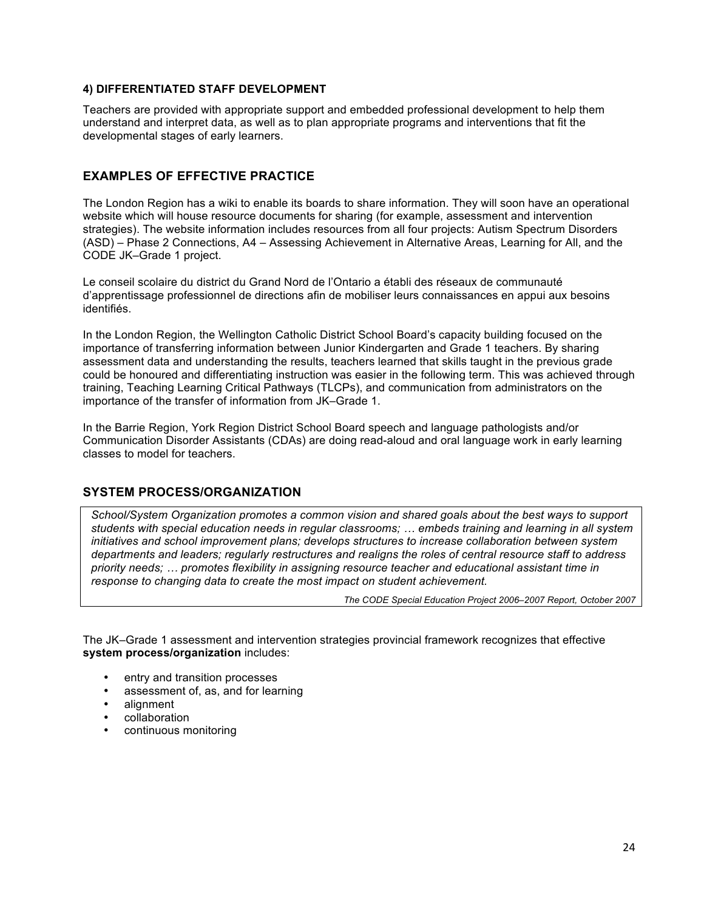#### 4) DIFFERENTIATED STAFF DEVELOPMENT

Teachers are provided with appropriate support and embedded professional development to help them understand and interpret data, as well as to plan appropriate programs and interventions that fit the developmental stages of early learners.

### EXAMPLES OF EFFECTIVE PRACTICE

The London Region has a wiki to enable its boards to share information. They will soon have an operational website which will house resource documents for sharing (for example, assessment and intervention strategies). The website information includes resources from all four projects: Autism Spectrum Disorders (ASD) – Phase 2 Connections, A4 – Assessing Achievement in Alternative Areas, Learning for All, and the CODE JK–Grade 1 project.

Le conseil scolaire du district du Grand Nord de l'Ontario a établi des réseaux de communauté d'apprentissage professionnel de directions afin de mobiliser leurs connaissances en appui aux besoins identifiés.

In the London Region, the Wellington Catholic District School Board's capacity building focused on the importance of transferring information between Junior Kindergarten and Grade 1 teachers. By sharing assessment data and understanding the results, teachers learned that skills taught in the previous grade could be honoured and differentiating instruction was easier in the following term. This was achieved through training, Teaching Learning Critical Pathways (TLCPs), and communication from administrators on the importance of the transfer of information from JK–Grade 1.

In the Barrie Region, York Region District School Board speech and language pathologists and/or Communication Disorder Assistants (CDAs) are doing read-aloud and oral language work in early learning classes to model for teachers.

### SYSTEM PROCESS/ORGANIZATION

> *School/System Organization promotes a common vision and shared goals about the best ways to support students with special education needs in regular classrooms; … embeds training and learning in all system initiatives and school improvement plans; develops structures to increase collaboration between system departments and leaders; regularly restructures and realigns the roles of central resource staff to address priority needs; … promotes flexibility in assigning resource teacher and educational assistant time in response to changing data to create the most impact on student achievement.*
>
> *The CODE Special Education Project 2006–2007 Report, October 2007*

The JK–Grade 1 assessment and intervention strategies provincial framework recognizes that effective **system process/organization** includes:

- entry and transition processes
- assessment of, as, and for learning
- alignment
- collaboration
- continuous monitoring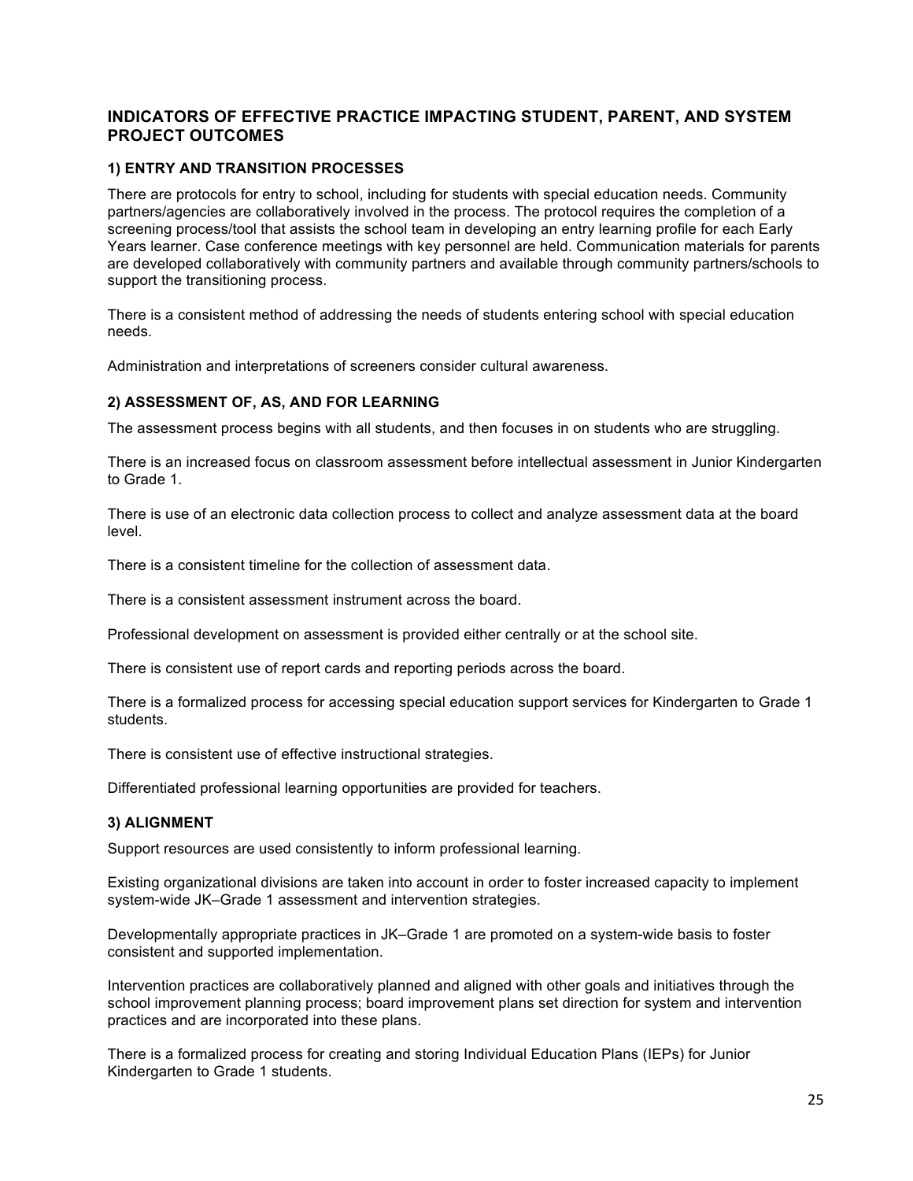## INDICATORS OF EFFECTIVE PRACTICE IMPACTING STUDENT, PARENT, AND SYSTEM PROJECT OUTCOMES

### 1) ENTRY AND TRANSITION PROCESSES

There are protocols for entry to school, including for students with special education needs. Community partners/agencies are collaboratively involved in the process. The protocol requires the completion of a screening process/tool that assists the school team in developing an entry learning profile for each Early Years learner. Case conference meetings with key personnel are held. Communication materials for parents are developed collaboratively with community partners and available through community partners/schools to support the transitioning process.

There is a consistent method of addressing the needs of students entering school with special education needs.

Administration and interpretations of screeners consider cultural awareness.

### 2) ASSESSMENT OF, AS, AND FOR LEARNING

The assessment process begins with all students, and then focuses in on students who are struggling.

There is an increased focus on classroom assessment before intellectual assessment in Junior Kindergarten to Grade 1.

There is use of an electronic data collection process to collect and analyze assessment data at the board level.

There is a consistent timeline for the collection of assessment data.

There is a consistent assessment instrument across the board.

Professional development on assessment is provided either centrally or at the school site.

There is consistent use of report cards and reporting periods across the board.

There is a formalized process for accessing special education support services for Kindergarten to Grade 1 students.

There is consistent use of effective instructional strategies.

Differentiated professional learning opportunities are provided for teachers.

### 3) ALIGNMENT

Support resources are used consistently to inform professional learning.

Existing organizational divisions are taken into account in order to foster increased capacity to implement system-wide JK–Grade 1 assessment and intervention strategies.

Developmentally appropriate practices in JK–Grade 1 are promoted on a system-wide basis to foster consistent and supported implementation.

Intervention practices are collaboratively planned and aligned with other goals and initiatives through the school improvement planning process; board improvement plans set direction for system and intervention practices and are incorporated into these plans.

There is a formalized process for creating and storing Individual Education Plans (IEPs) for Junior Kindergarten to Grade 1 students.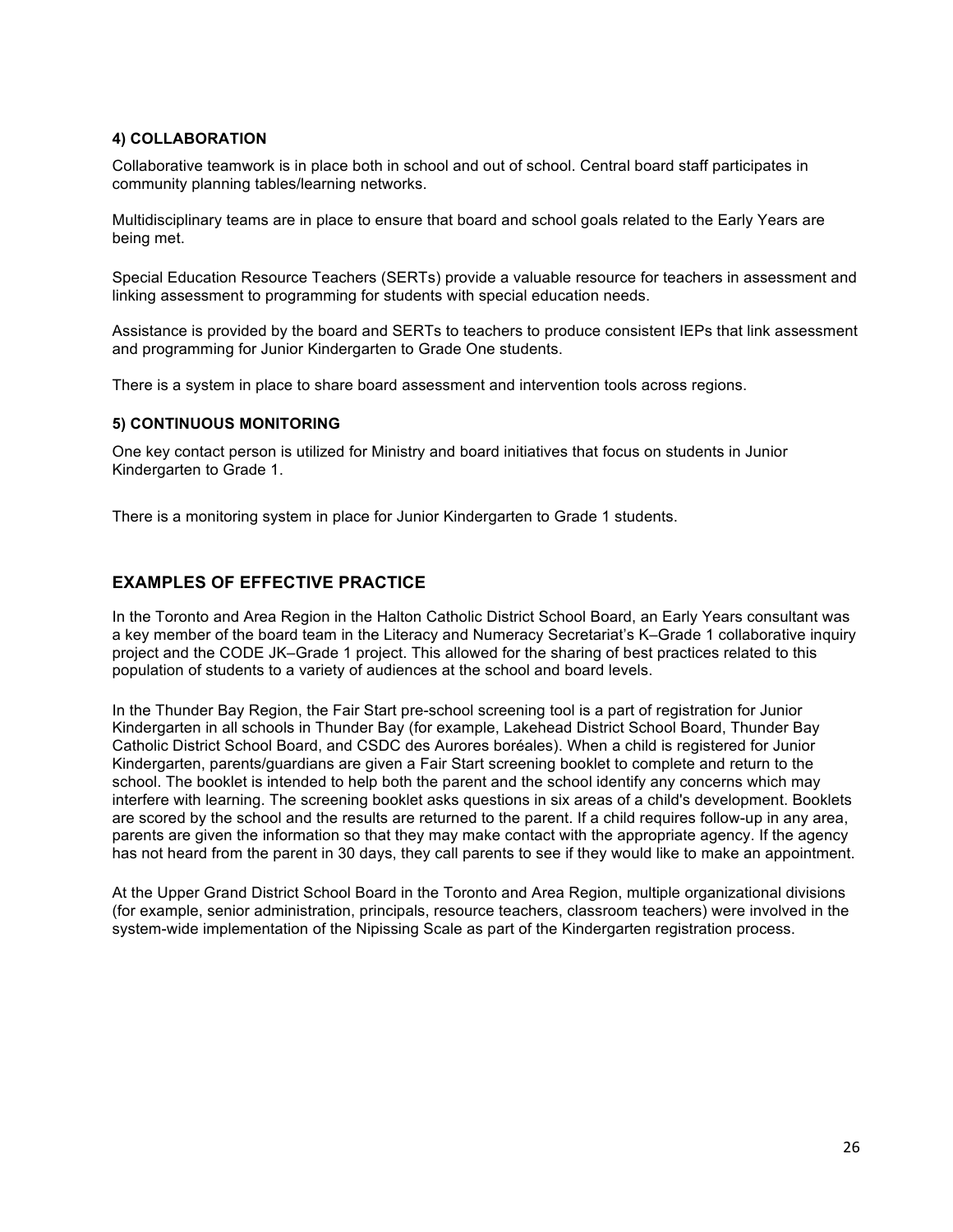### 4) COLLABORATION

Collaborative teamwork is in place both in school and out of school. Central board staff participates in community planning tables/learning networks.

Multidisciplinary teams are in place to ensure that board and school goals related to the Early Years are being met.

Special Education Resource Teachers (SERTs) provide a valuable resource for teachers in assessment and linking assessment to programming for students with special education needs.

Assistance is provided by the board and SERTs to teachers to produce consistent IEPs that link assessment and programming for Junior Kindergarten to Grade One students.

There is a system in place to share board assessment and intervention tools across regions.

### 5) CONTINUOUS MONITORING

One key contact person is utilized for Ministry and board initiatives that focus on students in Junior Kindergarten to Grade 1.

There is a monitoring system in place for Junior Kindergarten to Grade 1 students.

## EXAMPLES OF EFFECTIVE PRACTICE

In the Toronto and Area Region in the Halton Catholic District School Board, an Early Years consultant was a key member of the board team in the Literacy and Numeracy Secretariat's K–Grade 1 collaborative inquiry project and the CODE JK–Grade 1 project. This allowed for the sharing of best practices related to this population of students to a variety of audiences at the school and board levels.

In the Thunder Bay Region, the Fair Start pre-school screening tool is a part of registration for Junior Kindergarten in all schools in Thunder Bay (for example, Lakehead District School Board, Thunder Bay Catholic District School Board, and CSDC des Aurores boréales). When a child is registered for Junior Kindergarten, parents/guardians are given a Fair Start screening booklet to complete and return to the school. The booklet is intended to help both the parent and the school identify any concerns which may interfere with learning. The screening booklet asks questions in six areas of a child's development. Booklets are scored by the school and the results are returned to the parent. If a child requires follow-up in any area, parents are given the information so that they may make contact with the appropriate agency. If the agency has not heard from the parent in 30 days, they call parents to see if they would like to make an appointment.

At the Upper Grand District School Board in the Toronto and Area Region, multiple organizational divisions (for example, senior administration, principals, resource teachers, classroom teachers) were involved in the system-wide implementation of the Nipissing Scale as part of the Kindergarten registration process.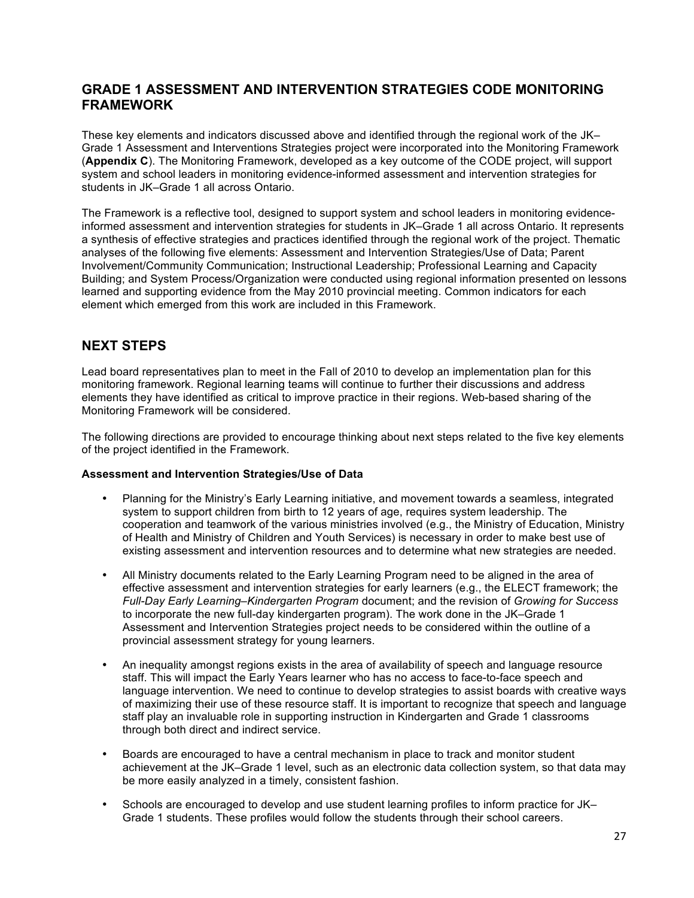## GRADE 1 ASSESSMENT AND INTERVENTION STRATEGIES CODE MONITORING FRAMEWORK

These key elements and indicators discussed above and identified through the regional work of the JK–Grade 1 Assessment and Interventions Strategies project were incorporated into the Monitoring Framework (**Appendix C**). The Monitoring Framework, developed as a key outcome of the CODE project, will support system and school leaders in monitoring evidence-informed assessment and intervention strategies for students in JK–Grade 1 all across Ontario.

The Framework is a reflective tool, designed to support system and school leaders in monitoring evidence-informed assessment and intervention strategies for students in JK–Grade 1 all across Ontario. It represents a synthesis of effective strategies and practices identified through the regional work of the project. Thematic analyses of the following five elements: Assessment and Intervention Strategies/Use of Data; Parent Involvement/Community Communication; Instructional Leadership; Professional Learning and Capacity Building; and System Process/Organization were conducted using regional information presented on lessons learned and supporting evidence from the May 2010 provincial meeting. Common indicators for each element which emerged from this work are included in this Framework.

## NEXT STEPS

Lead board representatives plan to meet in the Fall of 2010 to develop an implementation plan for this monitoring framework. Regional learning teams will continue to further their discussions and address elements they have identified as critical to improve practice in their regions. Web-based sharing of the Monitoring Framework will be considered.

The following directions are provided to encourage thinking about next steps related to the five key elements of the project identified in the Framework.

**Assessment and Intervention Strategies/Use of Data**

- Planning for the Ministry's Early Learning initiative, and movement towards a seamless, integrated system to support children from birth to 12 years of age, requires system leadership. The cooperation and teamwork of the various ministries involved (e.g., the Ministry of Education, Ministry of Health and Ministry of Children and Youth Services) is necessary in order to make best use of existing assessment and intervention resources and to determine what new strategies are needed.

- All Ministry documents related to the Early Learning Program need to be aligned in the area of effective assessment and intervention strategies for early learners (e.g., the ELECT framework; the *Full-Day Early Learning–Kindergarten Program* document; and the revision of *Growing for Success* to incorporate the new full-day kindergarten program). The work done in the JK–Grade 1 Assessment and Intervention Strategies project needs to be considered within the outline of a provincial assessment strategy for young learners.

- An inequality amongst regions exists in the area of availability of speech and language resource staff. This will impact the Early Years learner who has no access to face-to-face speech and language intervention. We need to continue to develop strategies to assist boards with creative ways of maximizing their use of these resource staff. It is important to recognize that speech and language staff play an invaluable role in supporting instruction in Kindergarten and Grade 1 classrooms through both direct and indirect service.

- Boards are encouraged to have a central mechanism in place to track and monitor student achievement at the JK–Grade 1 level, such as an electronic data collection system, so that data may be more easily analyzed in a timely, consistent fashion.

- Schools are encouraged to develop and use student learning profiles to inform practice for JK–Grade 1 students. These profiles would follow the students through their school careers.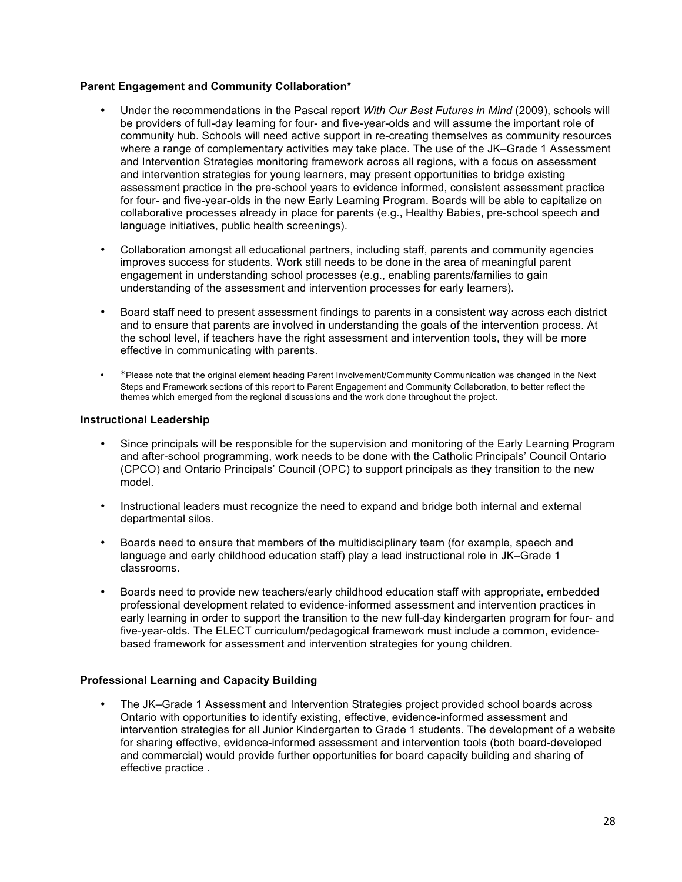**Parent Engagement and Community Collaboration***

- Under the recommendations in the Pascal report *With Our Best Futures in Mind* (2009), schools will be providers of full-day learning for four- and five-year-olds and will assume the important role of community hub. Schools will need active support in re-creating themselves as community resources where a range of complementary activities may take place. The use of the JK–Grade 1 Assessment and Intervention Strategies monitoring framework across all regions, with a focus on assessment and intervention strategies for young learners, may present opportunities to bridge existing assessment practice in the pre-school years to evidence informed, consistent assessment practice for four- and five-year-olds in the new Early Learning Program. Boards will be able to capitalize on collaborative processes already in place for parents (e.g., Healthy Babies, pre-school speech and language initiatives, public health screenings).

- Collaboration amongst all educational partners, including staff, parents and community agencies improves success for students. Work still needs to be done in the area of meaningful parent engagement in understanding school processes (e.g., enabling parents/families to gain understanding of the assessment and intervention processes for early learners).

- Board staff need to present assessment findings to parents in a consistent way across each district and to ensure that parents are involved in understanding the goals of the intervention process. At the school level, if teachers have the right assessment and intervention tools, they will be more effective in communicating with parents.

- *Please note that the original element heading Parent Involvement/Community Communication was changed in the Next Steps and Framework sections of this report to Parent Engagement and Community Collaboration, to better reflect the themes which emerged from the regional discussions and the work done throughout the project.

**Instructional Leadership**

- Since principals will be responsible for the supervision and monitoring of the Early Learning Program and after-school programming, work needs to be done with the Catholic Principals' Council Ontario (CPCO) and Ontario Principals' Council (OPC) to support principals as they transition to the new model.

- Instructional leaders must recognize the need to expand and bridge both internal and external departmental silos.

- Boards need to ensure that members of the multidisciplinary team (for example, speech and language and early childhood education staff) play a lead instructional role in JK–Grade 1 classrooms.

- Boards need to provide new teachers/early childhood education staff with appropriate, embedded professional development related to evidence-informed assessment and intervention practices in early learning in order to support the transition to the new full-day kindergarten program for four- and five-year-olds. The ELECT curriculum/pedagogical framework must include a common, evidence-based framework for assessment and intervention strategies for young children.

**Professional Learning and Capacity Building**

- The JK–Grade 1 Assessment and Intervention Strategies project provided school boards across Ontario with opportunities to identify existing, effective, evidence-informed assessment and intervention strategies for all Junior Kindergarten to Grade 1 students. The development of a website for sharing effective, evidence-informed assessment and intervention tools (both board-developed and commercial) would provide further opportunities for board capacity building and sharing of effective practice .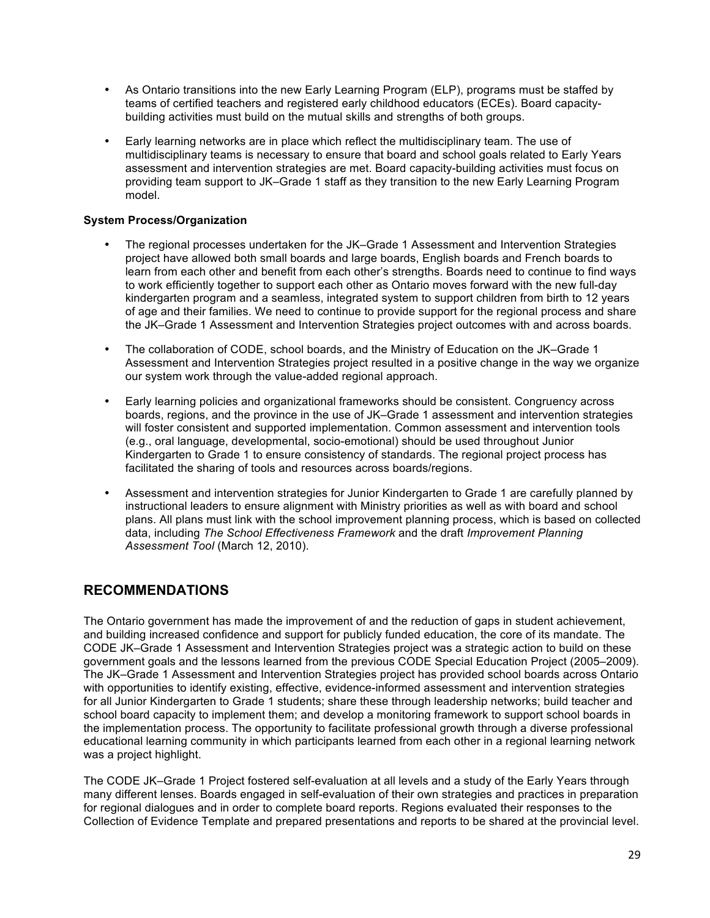- As Ontario transitions into the new Early Learning Program (ELP), programs must be staffed by teams of certified teachers and registered early childhood educators (ECEs). Board capacity-building activities must build on the mutual skills and strengths of both groups.

- Early learning networks are in place which reflect the multidisciplinary team. The use of multidisciplinary teams is necessary to ensure that board and school goals related to Early Years assessment and intervention strategies are met. Board capacity-building activities must focus on providing team support to JK–Grade 1 staff as they transition to the new Early Learning Program model.

**System Process/Organization**

- The regional processes undertaken for the JK–Grade 1 Assessment and Intervention Strategies project have allowed both small boards and large boards, English boards and French boards to learn from each other and benefit from each other's strengths. Boards need to continue to find ways to work efficiently together to support each other as Ontario moves forward with the new full-day kindergarten program and a seamless, integrated system to support children from birth to 12 years of age and their families. We need to continue to provide support for the regional process and share the JK–Grade 1 Assessment and Intervention Strategies project outcomes with and across boards.

- The collaboration of CODE, school boards, and the Ministry of Education on the JK–Grade 1 Assessment and Intervention Strategies project resulted in a positive change in the way we organize our system work through the value-added regional approach.

- Early learning policies and organizational frameworks should be consistent. Congruency across boards, regions, and the province in the use of JK–Grade 1 assessment and intervention strategies will foster consistent and supported implementation. Common assessment and intervention tools (e.g., oral language, developmental, socio-emotional) should be used throughout Junior Kindergarten to Grade 1 to ensure consistency of standards. The regional project process has facilitated the sharing of tools and resources across boards/regions.

- Assessment and intervention strategies for Junior Kindergarten to Grade 1 are carefully planned by instructional leaders to ensure alignment with Ministry priorities as well as with board and school plans. All plans must link with the school improvement planning process, which is based on collected data, including *The School Effectiveness Framework* and the draft *Improvement Planning Assessment Tool* (March 12, 2010).

## RECOMMENDATIONS

The Ontario government has made the improvement of and the reduction of gaps in student achievement, and building increased confidence and support for publicly funded education, the core of its mandate. The CODE JK–Grade 1 Assessment and Intervention Strategies project was a strategic action to build on these government goals and the lessons learned from the previous CODE Special Education Project (2005–2009). The JK–Grade 1 Assessment and Intervention Strategies project has provided school boards across Ontario with opportunities to identify existing, effective, evidence-informed assessment and intervention strategies for all Junior Kindergarten to Grade 1 students; share these through leadership networks; build teacher and school board capacity to implement them; and develop a monitoring framework to support school boards in the implementation process. The opportunity to facilitate professional growth through a diverse professional educational learning community in which participants learned from each other in a regional learning network was a project highlight.

The CODE JK–Grade 1 Project fostered self-evaluation at all levels and a study of the Early Years through many different lenses. Boards engaged in self-evaluation of their own strategies and practices in preparation for regional dialogues and in order to complete board reports. Regions evaluated their responses to the Collection of Evidence Template and prepared presentations and reports to be shared at the provincial level.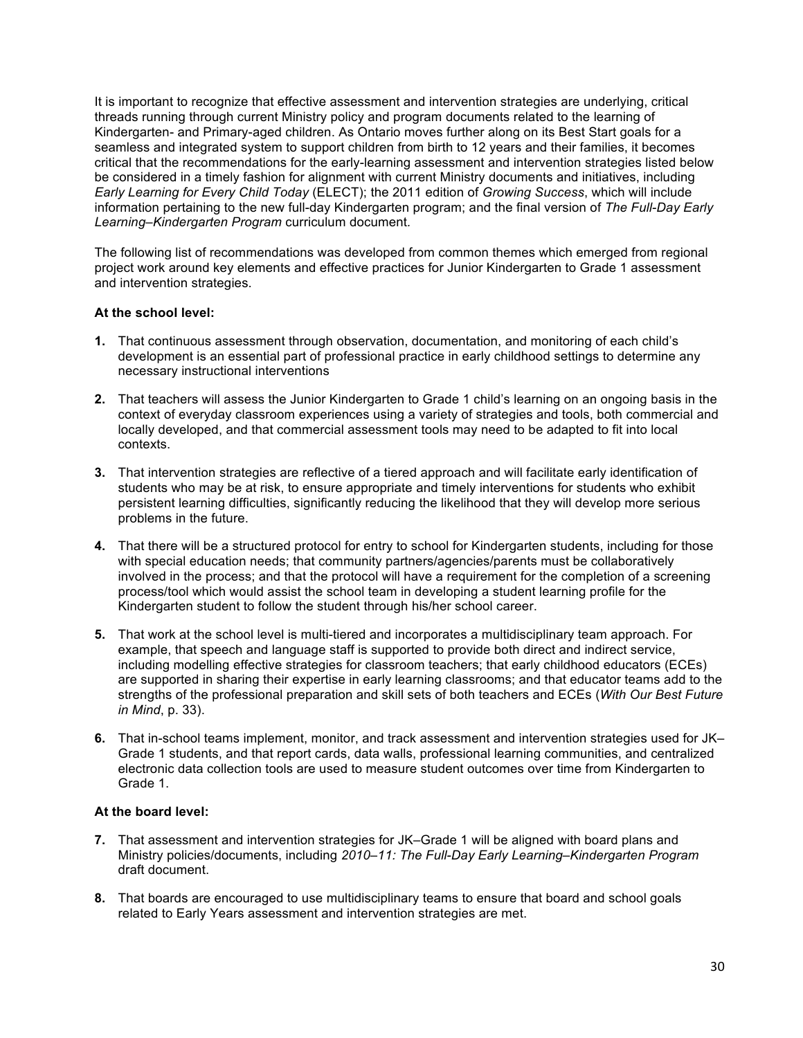It is important to recognize that effective assessment and intervention strategies are underlying, critical threads running through current Ministry policy and program documents related to the learning of Kindergarten- and Primary-aged children. As Ontario moves further along on its Best Start goals for a seamless and integrated system to support children from birth to 12 years and their families, it becomes critical that the recommendations for the early-learning assessment and intervention strategies listed below be considered in a timely fashion for alignment with current Ministry documents and initiatives, including *Early Learning for Every Child Today* (ELECT); the 2011 edition of *Growing Success*, which will include information pertaining to the new full-day Kindergarten program; and the final version of *The Full-Day Early Learning–Kindergarten Program* curriculum document.

The following list of recommendations was developed from common themes which emerged from regional project work around key elements and effective practices for Junior Kindergarten to Grade 1 assessment and intervention strategies.

**At the school level:**

**1.** That continuous assessment through observation, documentation, and monitoring of each child's development is an essential part of professional practice in early childhood settings to determine any necessary instructional interventions

**2.** That teachers will assess the Junior Kindergarten to Grade 1 child's learning on an ongoing basis in the context of everyday classroom experiences using a variety of strategies and tools, both commercial and locally developed, and that commercial assessment tools may need to be adapted to fit into local contexts.

**3.** That intervention strategies are reflective of a tiered approach and will facilitate early identification of students who may be at risk, to ensure appropriate and timely interventions for students who exhibit persistent learning difficulties, significantly reducing the likelihood that they will develop more serious problems in the future.

**4.** That there will be a structured protocol for entry to school for Kindergarten students, including for those with special education needs; that community partners/agencies/parents must be collaboratively involved in the process; and that the protocol will have a requirement for the completion of a screening process/tool which would assist the school team in developing a student learning profile for the Kindergarten student to follow the student through his/her school career.

**5.** That work at the school level is multi-tiered and incorporates a multidisciplinary team approach. For example, that speech and language staff is supported to provide both direct and indirect service, including modelling effective strategies for classroom teachers; that early childhood educators (ECEs) are supported in sharing their expertise in early learning classrooms; and that educator teams add to the strengths of the professional preparation and skill sets of both teachers and ECEs (*With Our Best Future in Mind*, p. 33).

**6.** That in-school teams implement, monitor, and track assessment and intervention strategies used for JK–Grade 1 students, and that report cards, data walls, professional learning communities, and centralized electronic data collection tools are used to measure student outcomes over time from Kindergarten to Grade 1.

**At the board level:**

**7.** That assessment and intervention strategies for JK–Grade 1 will be aligned with board plans and Ministry policies/documents, including *2010–11: The Full-Day Early Learning–Kindergarten Program* draft document.

**8.** That boards are encouraged to use multidisciplinary teams to ensure that board and school goals related to Early Years assessment and intervention strategies are met.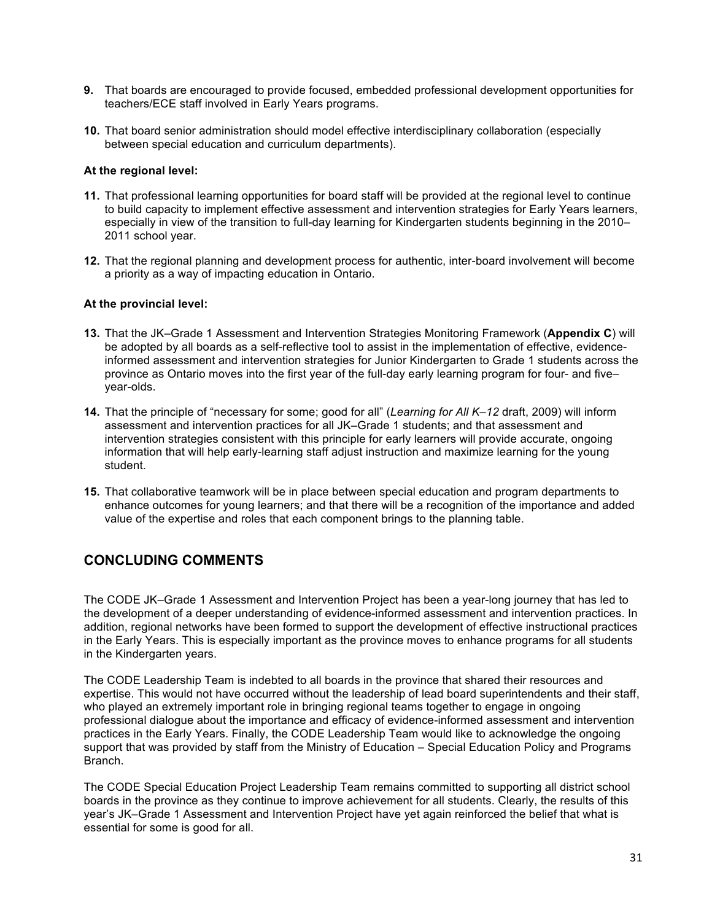**9.** That boards are encouraged to provide focused, embedded professional development opportunities for teachers/ECE staff involved in Early Years programs.

**10.** That board senior administration should model effective interdisciplinary collaboration (especially between special education and curriculum departments).

**At the regional level:**

**11.** That professional learning opportunities for board staff will be provided at the regional level to continue to build capacity to implement effective assessment and intervention strategies for Early Years learners, especially in view of the transition to full-day learning for Kindergarten students beginning in the 2010–2011 school year.

**12.** That the regional planning and development process for authentic, inter-board involvement will become a priority as a way of impacting education in Ontario.

**At the provincial level:**

**13.** That the JK–Grade 1 Assessment and Intervention Strategies Monitoring Framework (**Appendix C**) will be adopted by all boards as a self-reflective tool to assist in the implementation of effective, evidence-informed assessment and intervention strategies for Junior Kindergarten to Grade 1 students across the province as Ontario moves into the first year of the full-day early learning program for four- and five–year-olds.

**14.** That the principle of "necessary for some; good for all" (*Learning for All K–12* draft, 2009) will inform assessment and intervention practices for all JK–Grade 1 students; and that assessment and intervention strategies consistent with this principle for early learners will provide accurate, ongoing information that will help early-learning staff adjust instruction and maximize learning for the young student.

**15.** That collaborative teamwork will be in place between special education and program departments to enhance outcomes for young learners; and that there will be a recognition of the importance and added value of the expertise and roles that each component brings to the planning table.

## CONCLUDING COMMENTS

The CODE JK–Grade 1 Assessment and Intervention Project has been a year-long journey that has led to the development of a deeper understanding of evidence-informed assessment and intervention practices. In addition, regional networks have been formed to support the development of effective instructional practices in the Early Years. This is especially important as the province moves to enhance programs for all students in the Kindergarten years.

The CODE Leadership Team is indebted to all boards in the province that shared their resources and expertise. This would not have occurred without the leadership of lead board superintendents and their staff, who played an extremely important role in bringing regional teams together to engage in ongoing professional dialogue about the importance and efficacy of evidence-informed assessment and intervention practices in the Early Years. Finally, the CODE Leadership Team would like to acknowledge the ongoing support that was provided by staff from the Ministry of Education – Special Education Policy and Programs Branch.

The CODE Special Education Project Leadership Team remains committed to supporting all district school boards in the province as they continue to improve achievement for all students. Clearly, the results of this year's JK–Grade 1 Assessment and Intervention Project have yet again reinforced the belief that what is essential for some is good for all.